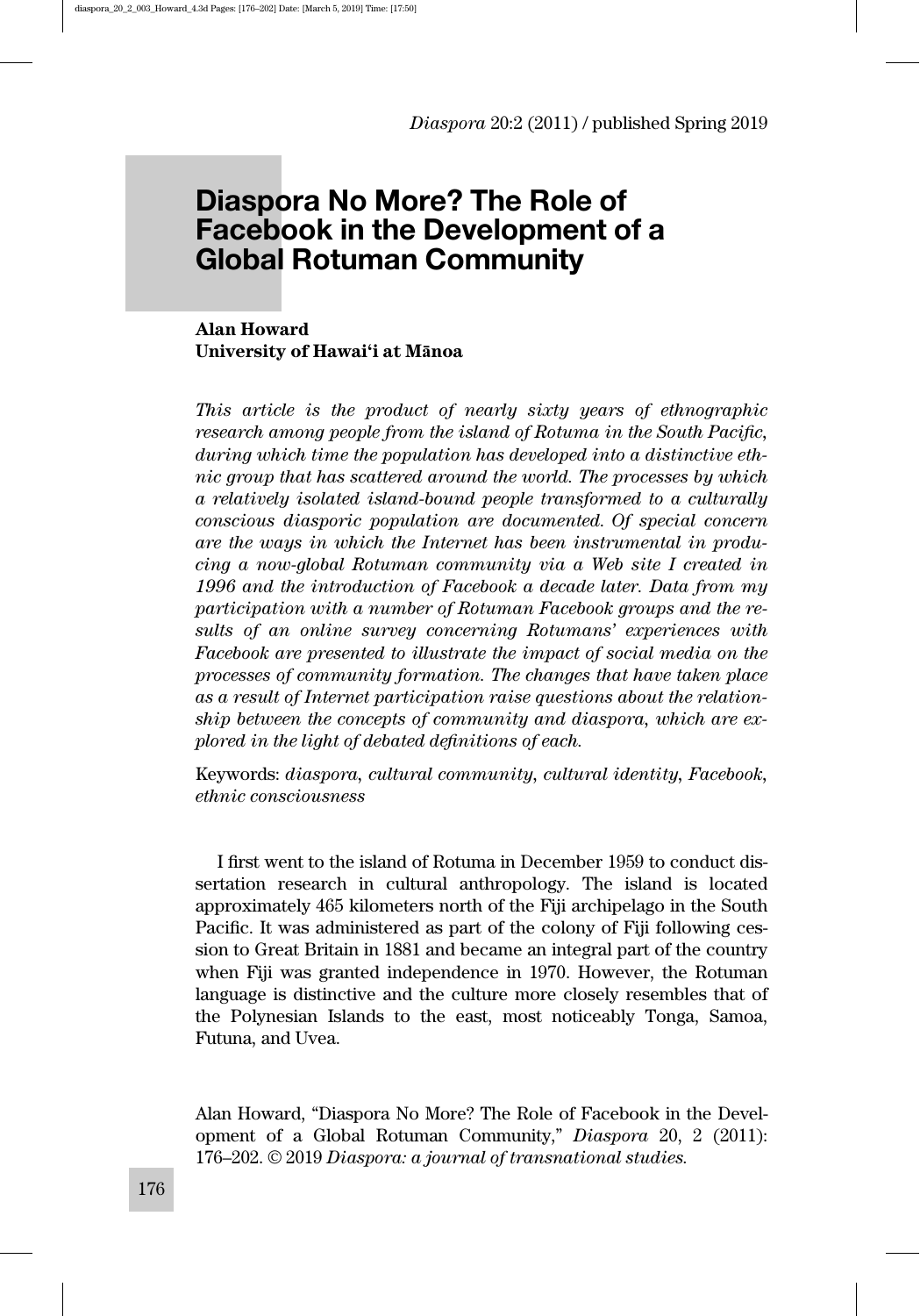# Diaspora No More? The Role of Facebook in the Development of a Global Rotuman Community

**Alan Howard**
**University of Hawai'i at Mānoa**

*This article is the product of nearly sixty years of ethnographic research among people from the island of Rotuma in the South Pacific, during which time the population has developed into a distinctive ethnic group that has scattered around the world. The processes by which a relatively isolated island-bound people transformed to a culturally conscious diasporic population are documented. Of special concern are the ways in which the Internet has been instrumental in producing a now-global Rotuman community via a Web site I created in 1996 and the introduction of Facebook a decade later. Data from my participation with a number of Rotuman Facebook groups and the results of an online survey concerning Rotumans' experiences with Facebook are presented to illustrate the impact of social media on the processes of community formation. The changes that have taken place as a result of Internet participation raise questions about the relationship between the concepts of community and diaspora, which are explored in the light of debated definitions of each.*

Keywords: *diaspora*, *cultural community*, *cultural identity*, *Facebook*, *ethnic consciousness*

I first went to the island of Rotuma in December 1959 to conduct dissertation research in cultural anthropology. The island is located approximately 465 kilometers north of the Fiji archipelago in the South Pacific. It was administered as part of the colony of Fiji following cession to Great Britain in 1881 and became an integral part of the country when Fiji was granted independence in 1970. However, the Rotuman language is distinctive and the culture more closely resembles that of the Polynesian Islands to the east, most noticeably Tonga, Samoa, Futuna, and Uvea.

Alan Howard, "Diaspora No More? The Role of Facebook in the Development of a Global Rotuman Community," *Diaspora* 20, 2 (2011): 176–202. © 2019 *Diaspora: a journal of transnational studies.*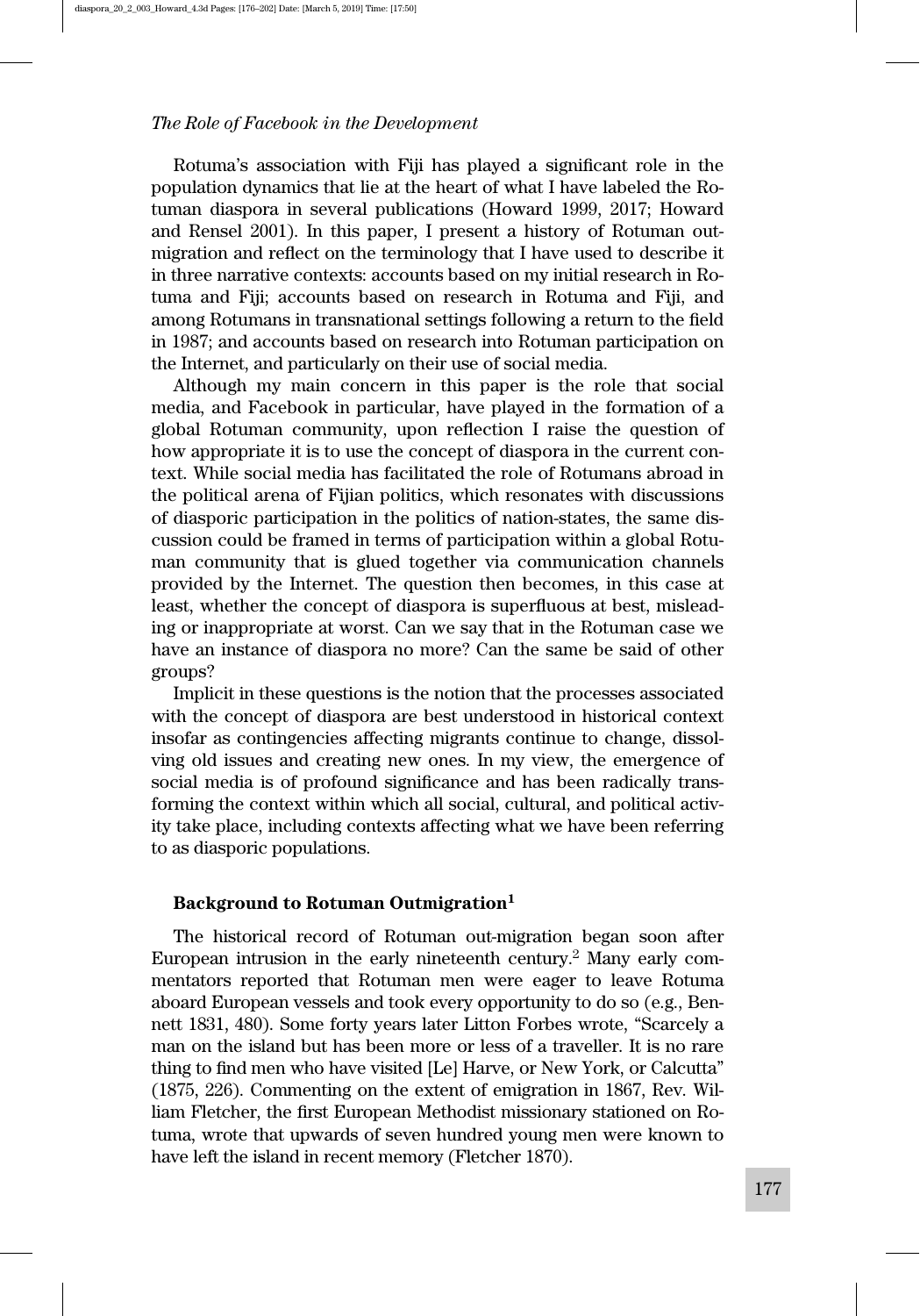Rotuma's association with Fiji has played a significant role in the population dynamics that lie at the heart of what I have labeled the Rotuman diaspora in several publications (Howard 1999, 2017; Howard and Rensel 2001). In this paper, I present a history of Rotuman outmigration and reflect on the terminology that I have used to describe it in three narrative contexts: accounts based on my initial research in Rotuma and Fiji; accounts based on research in Rotuma and Fiji, and among Rotumans in transnational settings following a return to the field in 1987; and accounts based on research into Rotuman participation on the Internet, and particularly on their use of social media.

Although my main concern in this paper is the role that social media, and Facebook in particular, have played in the formation of a global Rotuman community, upon reflection I raise the question of how appropriate it is to use the concept of diaspora in the current context. While social media has facilitated the role of Rotumans abroad in the political arena of Fijian politics, which resonates with discussions of diasporic participation in the politics of nation-states, the same discussion could be framed in terms of participation within a global Rotuman community that is glued together via communication channels provided by the Internet. The question then becomes, in this case at least, whether the concept of diaspora is superfluous at best, misleading or inappropriate at worst. Can we say that in the Rotuman case we have an instance of diaspora no more? Can the same be said of other groups?

Implicit in these questions is the notion that the processes associated with the concept of diaspora are best understood in historical context insofar as contingencies affecting migrants continue to change, dissolving old issues and creating new ones. In my view, the emergence of social media is of profound significance and has been radically transforming the context within which all social, cultural, and political activity take place, including contexts affecting what we have been referring to as diasporic populations.

### Background to Rotuman Outmigration[1]

The historical record of Rotuman out-migration began soon after European intrusion in the early nineteenth century.[2] Many early commentators reported that Rotuman men were eager to leave Rotuma aboard European vessels and took every opportunity to do so (e.g., Bennett 1831, 480). Some forty years later Litton Forbes wrote, "Scarcely a man on the island but has been more or less of a traveller. It is no rare thing to find men who have visited [Le] Harve, or New York, or Calcutta" (1875, 226). Commenting on the extent of emigration in 1867, Rev. William Fletcher, the first European Methodist missionary stationed on Rotuma, wrote that upwards of seven hundred young men were known to have left the island in recent memory (Fletcher 1870).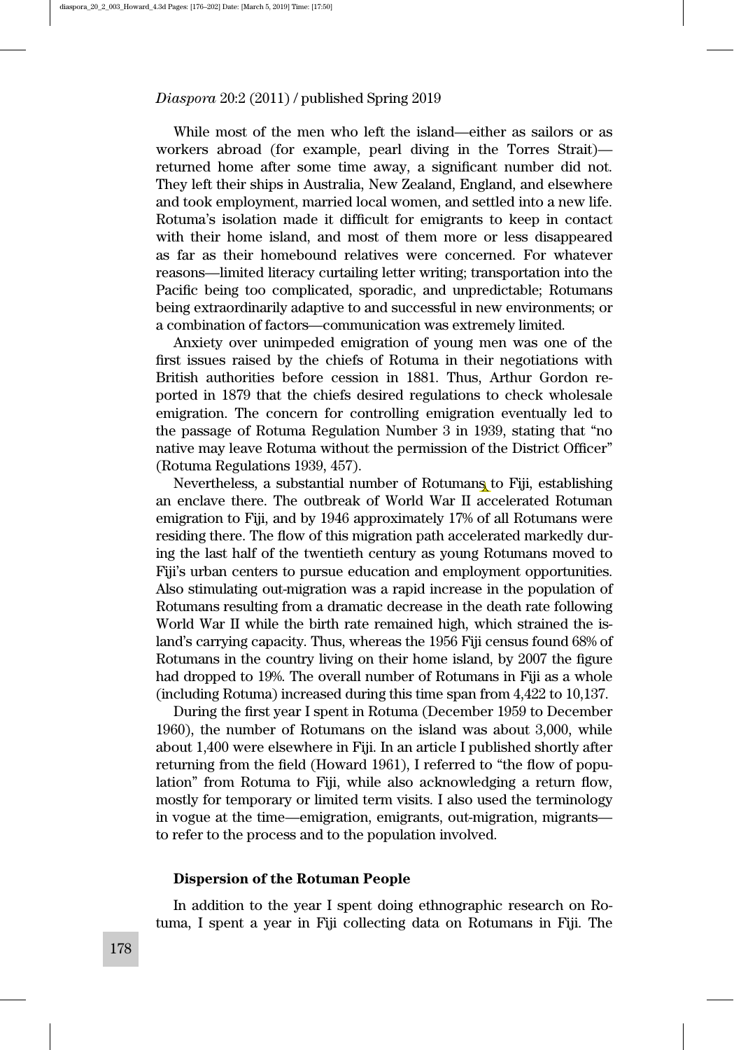While most of the men who left the island—either as sailors or as workers abroad (for example, pearl diving in the Torres Strait)—returned home after some time away, a significant number did not. They left their ships in Australia, New Zealand, England, and elsewhere and took employment, married local women, and settled into a new life. Rotuma's isolation made it difficult for emigrants to keep in contact with their home island, and most of them more or less disappeared as far as their homebound relatives were concerned. For whatever reasons—limited literacy curtailing letter writing; transportation into the Pacific being too complicated, sporadic, and unpredictable; Rotumans being extraordinarily adaptive to and successful in new environments; or a combination of factors—communication was extremely limited.

Anxiety over unimpeded emigration of young men was one of the first issues raised by the chiefs of Rotuma in their negotiations with British authorities before cession in 1881. Thus, Arthur Gordon reported in 1879 that the chiefs desired regulations to check wholesale emigration. The concern for controlling emigration eventually led to the passage of Rotuma Regulation Number 3 in 1939, stating that "no native may leave Rotuma without the permission of the District Officer" (Rotuma Regulations 1939, 457).

Nevertheless, a substantial number of Rotumans to Fiji, establishing an enclave there. The outbreak of World War II accelerated Rotuman emigration to Fiji, and by 1946 approximately 17% of all Rotumans were residing there. The flow of this migration path accelerated markedly during the last half of the twentieth century as young Rotumans moved to Fiji's urban centers to pursue education and employment opportunities. Also stimulating out-migration was a rapid increase in the population of Rotumans resulting from a dramatic decrease in the death rate following World War II while the birth rate remained high, which strained the island's carrying capacity. Thus, whereas the 1956 Fiji census found 68% of Rotumans in the country living on their home island, by 2007 the figure had dropped to 19%. The overall number of Rotumans in Fiji as a whole (including Rotuma) increased during this time span from 4,422 to 10,137.

During the first year I spent in Rotuma (December 1959 to December 1960), the number of Rotumans on the island was about 3,000, while about 1,400 were elsewhere in Fiji. In an article I published shortly after returning from the field (Howard 1961), I referred to "the flow of population" from Rotuma to Fiji, while also acknowledging a return flow, mostly for temporary or limited term visits. I also used the terminology in vogue at the time—emigration, emigrants, out-migration, migrants—to refer to the process and to the population involved.

## Dispersion of the Rotuman People

In addition to the year I spent doing ethnographic research on Rotuma, I spent a year in Fiji collecting data on Rotumans in Fiji. The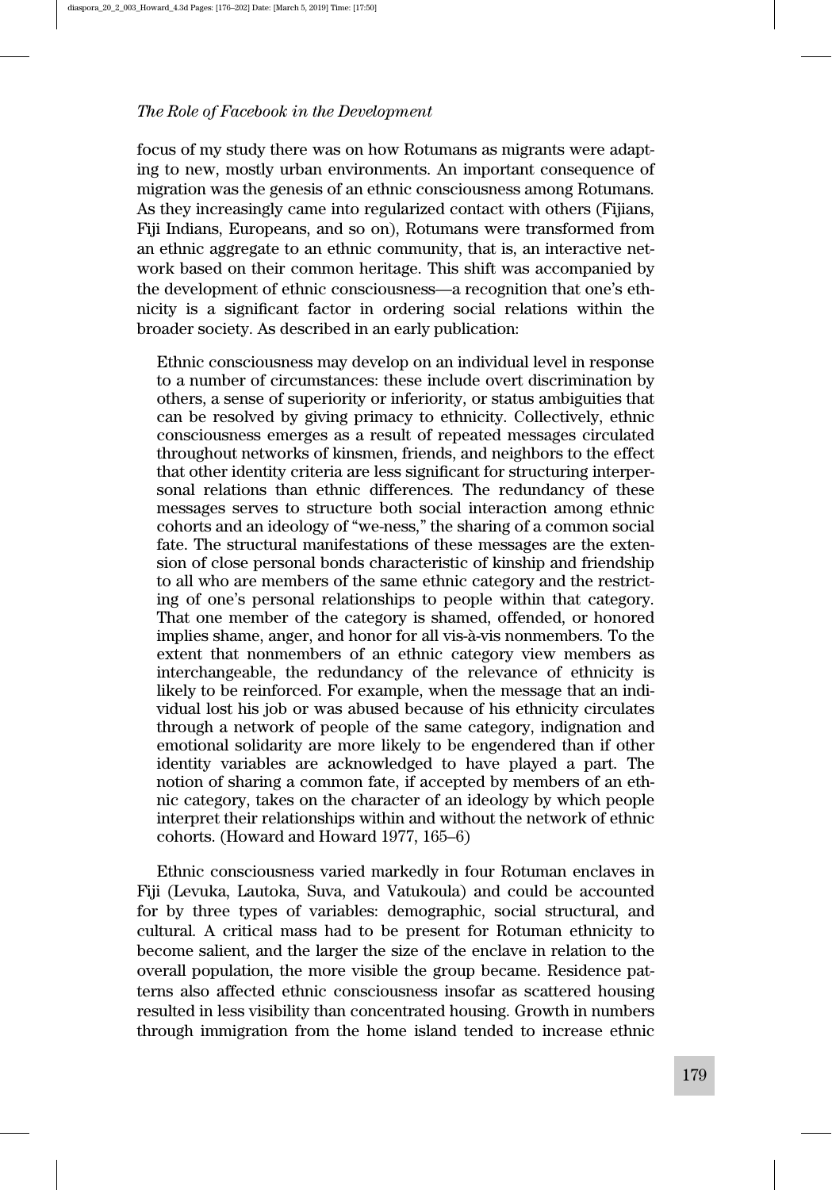focus of my study there was on how Rotumans as migrants were adapting to new, mostly urban environments. An important consequence of migration was the genesis of an ethnic consciousness among Rotumans. As they increasingly came into regularized contact with others (Fijians, Fiji Indians, Europeans, and so on), Rotumans were transformed from an ethnic aggregate to an ethnic community, that is, an interactive network based on their common heritage. This shift was accompanied by the development of ethnic consciousness—a recognition that one's ethnicity is a significant factor in ordering social relations within the broader society. As described in an early publication:

> Ethnic consciousness may develop on an individual level in response to a number of circumstances: these include overt discrimination by others, a sense of superiority or inferiority, or status ambiguities that can be resolved by giving primacy to ethnicity. Collectively, ethnic consciousness emerges as a result of repeated messages circulated throughout networks of kinsmen, friends, and neighbors to the effect that other identity criteria are less significant for structuring interpersonal relations than ethnic differences. The redundancy of these messages serves to structure both social interaction among ethnic cohorts and an ideology of "we-ness," the sharing of a common social fate. The structural manifestations of these messages are the extension of close personal bonds characteristic of kinship and friendship to all who are members of the same ethnic category and the restricting of one's personal relationships to people within that category. That one member of the category is shamed, offended, or honored implies shame, anger, and honor for all vis-à-vis nonmembers. To the extent that nonmembers of an ethnic category view members as interchangeable, the redundancy of the relevance of ethnicity is likely to be reinforced. For example, when the message that an individual lost his job or was abused because of his ethnicity circulates through a network of people of the same category, indignation and emotional solidarity are more likely to be engendered than if other identity variables are acknowledged to have played a part. The notion of sharing a common fate, if accepted by members of an ethnic category, takes on the character of an ideology by which people interpret their relationships within and without the network of ethnic cohorts. (Howard and Howard 1977, 165–6)

Ethnic consciousness varied markedly in four Rotuman enclaves in Fiji (Levuka, Lautoka, Suva, and Vatukoula) and could be accounted for by three types of variables: demographic, social structural, and cultural. A critical mass had to be present for Rotuman ethnicity to become salient, and the larger the size of the enclave in relation to the overall population, the more visible the group became. Residence patterns also affected ethnic consciousness insofar as scattered housing resulted in less visibility than concentrated housing. Growth in numbers through immigration from the home island tended to increase ethnic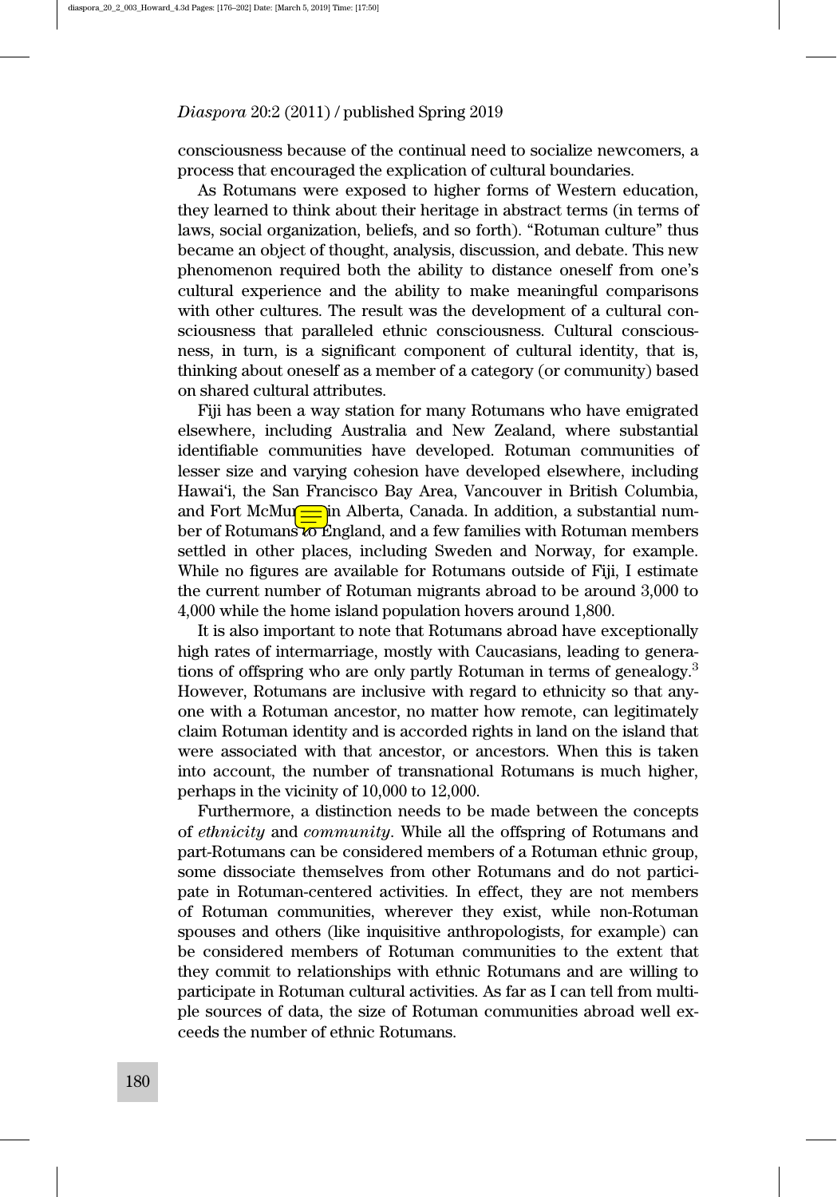consciousness because of the continual need to socialize newcomers, a process that encouraged the explication of cultural boundaries.

As Rotumans were exposed to higher forms of Western education, they learned to think about their heritage in abstract terms (in terms of laws, social organization, beliefs, and so forth). "Rotuman culture" thus became an object of thought, analysis, discussion, and debate. This new phenomenon required both the ability to distance oneself from one's cultural experience and the ability to make meaningful comparisons with other cultures. The result was the development of a cultural consciousness that paralleled ethnic consciousness. Cultural consciousness, in turn, is a significant component of cultural identity, that is, thinking about oneself as a member of a category (or community) based on shared cultural attributes.

Fiji has been a way station for many Rotumans who have emigrated elsewhere, including Australia and New Zealand, where substantial identifiable communities have developed. Rotuman communities of lesser size and varying cohesion have developed elsewhere, including Hawai'i, the San Francisco Bay Area, Vancouver in British Columbia, and Fort McMurray in Alberta, Canada. In addition, a substantial number of Rotumans to England, and a few families with Rotuman members settled in other places, including Sweden and Norway, for example. While no figures are available for Rotumans outside of Fiji, I estimate the current number of Rotuman migrants abroad to be around 3,000 to 4,000 while the home island population hovers around 1,800.

It is also important to note that Rotumans abroad have exceptionally high rates of intermarriage, mostly with Caucasians, leading to generations of offspring who are only partly Rotuman in terms of genealogy.[3] However, Rotumans are inclusive with regard to ethnicity so that anyone with a Rotuman ancestor, no matter how remote, can legitimately claim Rotuman identity and is accorded rights in land on the island that were associated with that ancestor, or ancestors. When this is taken into account, the number of transnational Rotumans is much higher, perhaps in the vicinity of 10,000 to 12,000.

Furthermore, a distinction needs to be made between the concepts of *ethnicity* and *community*. While all the offspring of Rotumans and part-Rotumans can be considered members of a Rotuman ethnic group, some dissociate themselves from other Rotumans and do not participate in Rotuman-centered activities. In effect, they are not members of Rotuman communities, wherever they exist, while non-Rotuman spouses and others (like inquisitive anthropologists, for example) can be considered members of Rotuman communities to the extent that they commit to relationships with ethnic Rotumans and are willing to participate in Rotuman cultural activities. As far as I can tell from multiple sources of data, the size of Rotuman communities abroad well exceeds the number of ethnic Rotumans.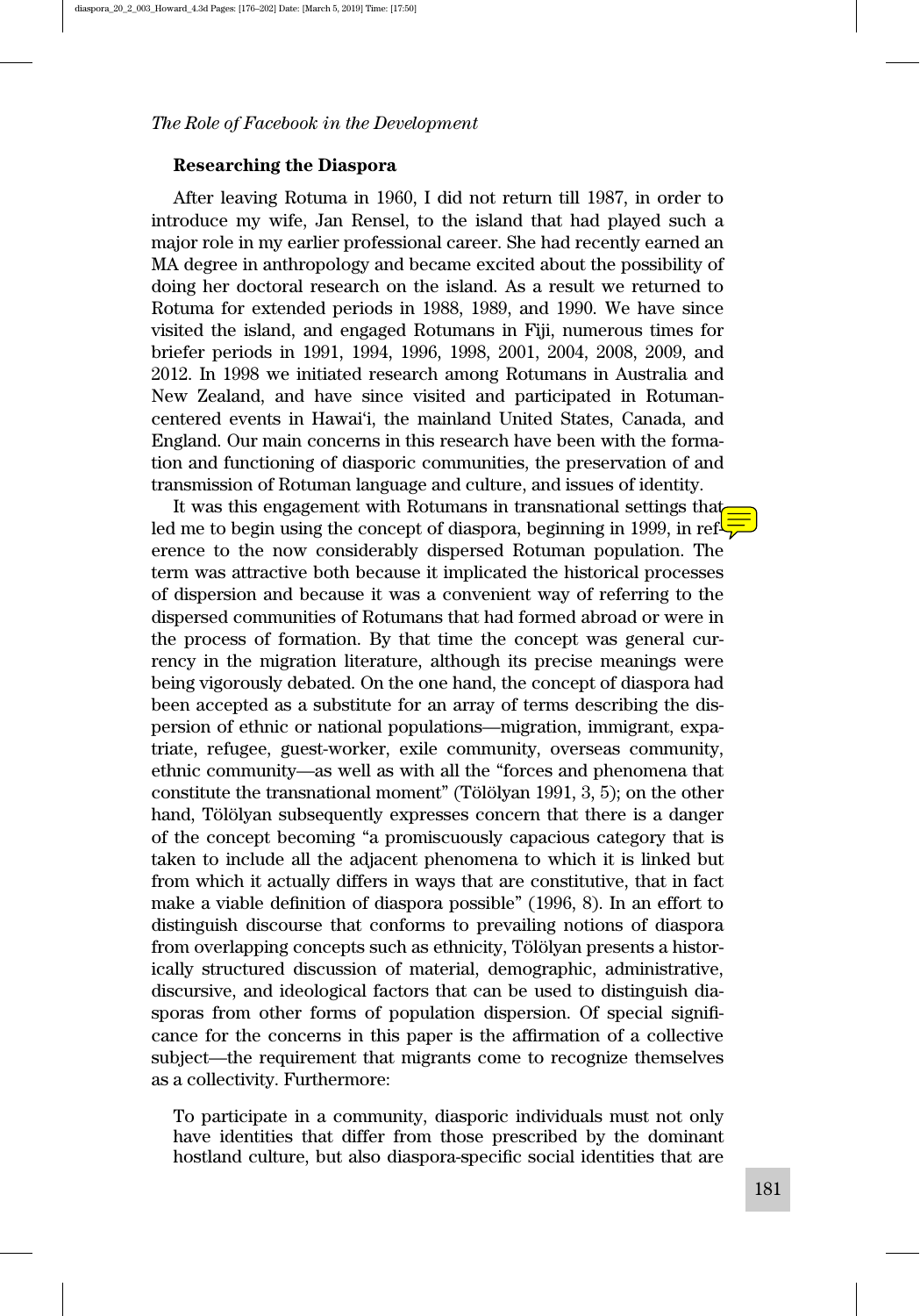## Researching the Diaspora

After leaving Rotuma in 1960, I did not return till 1987, in order to introduce my wife, Jan Rensel, to the island that had played such a major role in my earlier professional career. She had recently earned an MA degree in anthropology and became excited about the possibility of doing her doctoral research on the island. As a result we returned to Rotuma for extended periods in 1988, 1989, and 1990. We have since visited the island, and engaged Rotumans in Fiji, numerous times for briefer periods in 1991, 1994, 1996, 1998, 2001, 2004, 2008, 2009, and 2012. In 1998 we initiated research among Rotumans in Australia and New Zealand, and have since visited and participated in Rotuman-centered events in Hawai'i, the mainland United States, Canada, and England. Our main concerns in this research have been with the formation and functioning of diasporic communities, the preservation of and transmission of Rotuman language and culture, and issues of identity.

It was this engagement with Rotumans in transnational settings that led me to begin using the concept of diaspora, beginning in 1999, in reference to the now considerably dispersed Rotuman population. The term was attractive both because it implicated the historical processes of dispersion and because it was a convenient way of referring to the dispersed communities of Rotumans that had formed abroad or were in the process of formation. By that time the concept was general currency in the migration literature, although its precise meanings were being vigorously debated. On the one hand, the concept of diaspora had been accepted as a substitute for an array of terms describing the dispersion of ethnic or national populations—migration, immigrant, expatriate, refugee, guest-worker, exile community, overseas community, ethnic community—as well as with all the "forces and phenomena that constitute the transnational moment" (Tölölyan 1991, 3, 5); on the other hand, Tölölyan subsequently expresses concern that there is a danger of the concept becoming "a promiscuously capacious category that is taken to include all the adjacent phenomena to which it is linked but from which it actually differs in ways that are constitutive, that in fact make a viable definition of diaspora possible" (1996, 8). In an effort to distinguish discourse that conforms to prevailing notions of diaspora from overlapping concepts such as ethnicity, Tölölyan presents a historically structured discussion of material, demographic, administrative, discursive, and ideological factors that can be used to distinguish diasporas from other forms of population dispersion. Of special significance for the concerns in this paper is the affirmation of a collective subject—the requirement that migrants come to recognize themselves as a collectivity. Furthermore:

> To participate in a community, diasporic individuals must not only have identities that differ from those prescribed by the dominant hostland culture, but also diaspora-specific social identities that are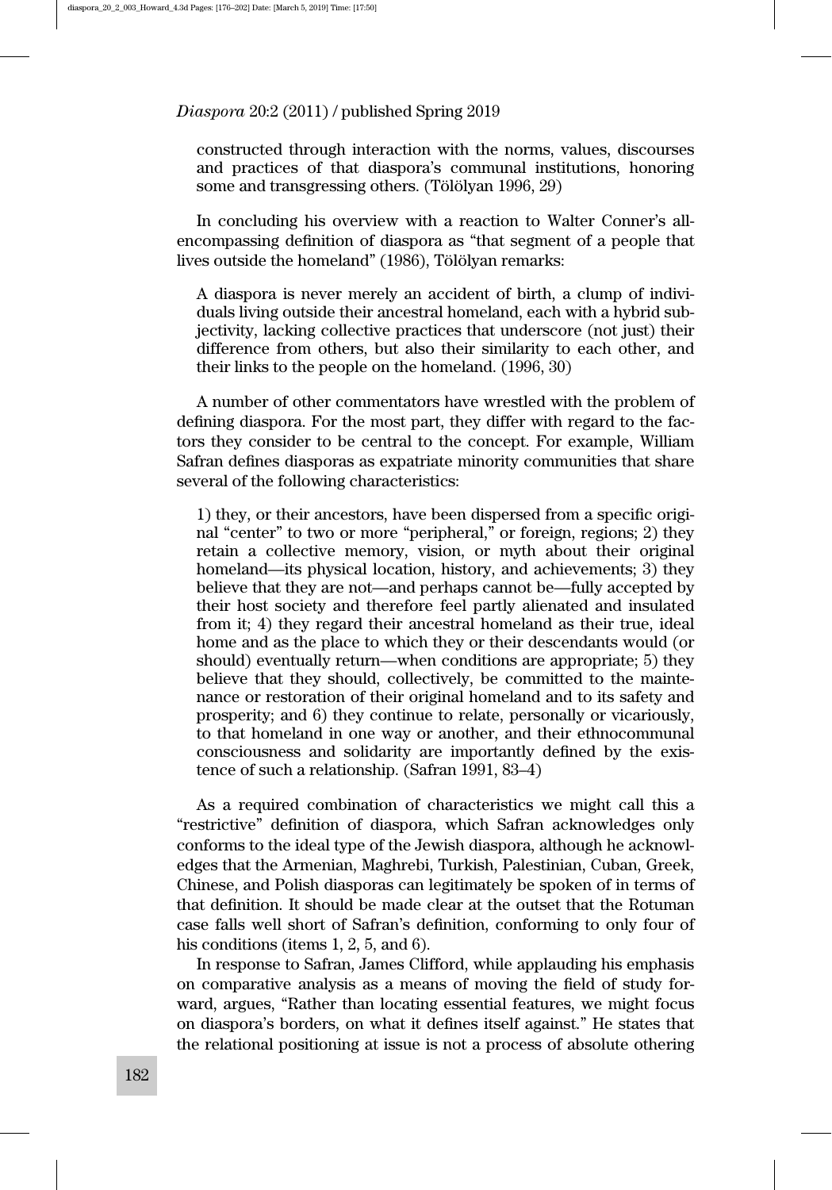constructed through interaction with the norms, values, discourses and practices of that diaspora's communal institutions, honoring some and transgressing others. (Tölölyan 1996, 29)

In concluding his overview with a reaction to Walter Conner's all-encompassing definition of diaspora as "that segment of a people that lives outside the homeland" (1986), Tölölyan remarks:

> A diaspora is never merely an accident of birth, a clump of individuals living outside their ancestral homeland, each with a hybrid subjectivity, lacking collective practices that underscore (not just) their difference from others, but also their similarity to each other, and their links to the people on the homeland. (1996, 30)

A number of other commentators have wrestled with the problem of defining diaspora. For the most part, they differ with regard to the factors they consider to be central to the concept. For example, William Safran defines diasporas as expatriate minority communities that share several of the following characteristics:

> 1) they, or their ancestors, have been dispersed from a specific original "center" to two or more "peripheral," or foreign, regions; 2) they retain a collective memory, vision, or myth about their original homeland—its physical location, history, and achievements; 3) they believe that they are not—and perhaps cannot be—fully accepted by their host society and therefore feel partly alienated and insulated from it; 4) they regard their ancestral homeland as their true, ideal home and as the place to which they or their descendants would (or should) eventually return—when conditions are appropriate; 5) they believe that they should, collectively, be committed to the maintenance or restoration of their original homeland and to its safety and prosperity; and 6) they continue to relate, personally or vicariously, to that homeland in one way or another, and their ethnocommunal consciousness and solidarity are importantly defined by the existence of such a relationship. (Safran 1991, 83–4)

As a required combination of characteristics we might call this a "restrictive" definition of diaspora, which Safran acknowledges only conforms to the ideal type of the Jewish diaspora, although he acknowledges that the Armenian, Maghrebi, Turkish, Palestinian, Cuban, Greek, Chinese, and Polish diasporas can legitimately be spoken of in terms of that definition. It should be made clear at the outset that the Rotuman case falls well short of Safran's definition, conforming to only four of his conditions (items 1, 2, 5, and 6).

In response to Safran, James Clifford, while applauding his emphasis on comparative analysis as a means of moving the field of study forward, argues, "Rather than locating essential features, we might focus on diaspora's borders, on what it defines itself against." He states that the relational positioning at issue is not a process of absolute othering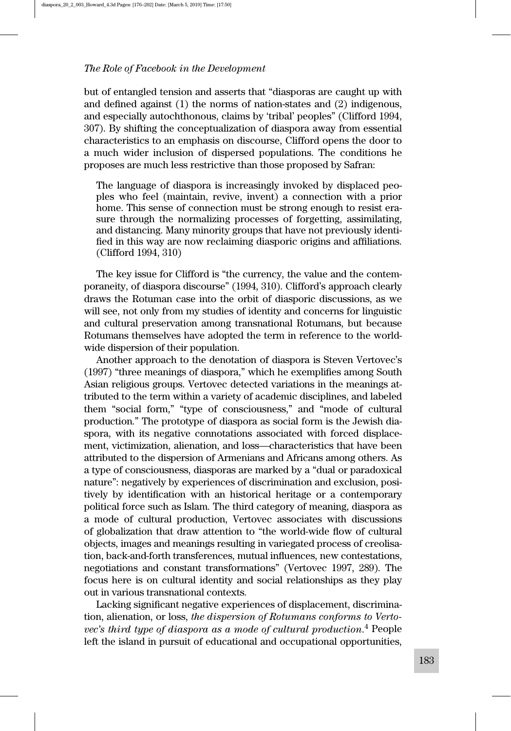but of entangled tension and asserts that "diasporas are caught up with and defined against (1) the norms of nation-states and (2) indigenous, and especially autochthonous, claims by 'tribal' peoples" (Clifford 1994, 307). By shifting the conceptualization of diaspora away from essential characteristics to an emphasis on discourse, Clifford opens the door to a much wider inclusion of dispersed populations. The conditions he proposes are much less restrictive than those proposed by Safran:

> The language of diaspora is increasingly invoked by displaced peoples who feel (maintain, revive, invent) a connection with a prior home. This sense of connection must be strong enough to resist erasure through the normalizing processes of forgetting, assimilating, and distancing. Many minority groups that have not previously identified in this way are now reclaiming diasporic origins and affiliations. (Clifford 1994, 310)

The key issue for Clifford is "the currency, the value and the contemporaneity, of diaspora discourse" (1994, 310). Clifford's approach clearly draws the Rotuman case into the orbit of diasporic discussions, as we will see, not only from my studies of identity and concerns for linguistic and cultural preservation among transnational Rotumans, but because Rotumans themselves have adopted the term in reference to the worldwide dispersion of their population.

Another approach to the denotation of diaspora is Steven Vertovec's (1997) "three meanings of diaspora," which he exemplifies among South Asian religious groups. Vertovec detected variations in the meanings attributed to the term within a variety of academic disciplines, and labeled them "social form," "type of consciousness," and "mode of cultural production." The prototype of diaspora as social form is the Jewish diaspora, with its negative connotations associated with forced displacement, victimization, alienation, and loss—characteristics that have been attributed to the dispersion of Armenians and Africans among others. As a type of consciousness, diasporas are marked by a "dual or paradoxical nature": negatively by experiences of discrimination and exclusion, positively by identification with an historical heritage or a contemporary political force such as Islam. The third category of meaning, diaspora as a mode of cultural production, Vertovec associates with discussions of globalization that draw attention to "the world-wide flow of cultural objects, images and meanings resulting in variegated process of creolisation, back-and-forth transferences, mutual influences, new contestations, negotiations and constant transformations" (Vertovec 1997, 289). The focus here is on cultural identity and social relationships as they play out in various transnational contexts.

Lacking significant negative experiences of displacement, discrimination, alienation, or loss, *the dispersion of Rotumans conforms to Vertovec's third type of diaspora as a mode of cultural production.*[4] People left the island in pursuit of educational and occupational opportunities,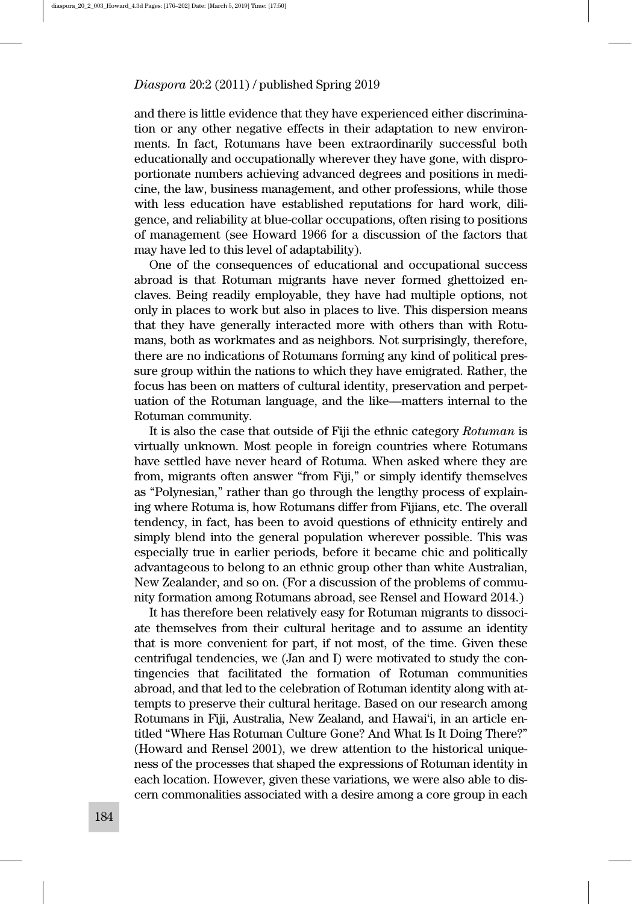and there is little evidence that they have experienced either discrimination or any other negative effects in their adaptation to new environments. In fact, Rotumans have been extraordinarily successful both educationally and occupationally wherever they have gone, with disproportionate numbers achieving advanced degrees and positions in medicine, the law, business management, and other professions, while those with less education have established reputations for hard work, diligence, and reliability at blue-collar occupations, often rising to positions of management (see Howard 1966 for a discussion of the factors that may have led to this level of adaptability).

One of the consequences of educational and occupational success abroad is that Rotuman migrants have never formed ghettoized enclaves. Being readily employable, they have had multiple options, not only in places to work but also in places to live. This dispersion means that they have generally interacted more with others than with Rotumans, both as workmates and as neighbors. Not surprisingly, therefore, there are no indications of Rotumans forming any kind of political pressure group within the nations to which they have emigrated. Rather, the focus has been on matters of cultural identity, preservation and perpetuation of the Rotuman language, and the like—matters internal to the Rotuman community.

It is also the case that outside of Fiji the ethnic category *Rotuman* is virtually unknown. Most people in foreign countries where Rotumans have settled have never heard of Rotuma. When asked where they are from, migrants often answer "from Fiji," or simply identify themselves as "Polynesian," rather than go through the lengthy process of explaining where Rotuma is, how Rotumans differ from Fijians, etc. The overall tendency, in fact, has been to avoid questions of ethnicity entirely and simply blend into the general population wherever possible. This was especially true in earlier periods, before it became chic and politically advantageous to belong to an ethnic group other than white Australian, New Zealander, and so on. (For a discussion of the problems of community formation among Rotumans abroad, see Rensel and Howard 2014.)

It has therefore been relatively easy for Rotuman migrants to dissociate themselves from their cultural heritage and to assume an identity that is more convenient for part, if not most, of the time. Given these centrifugal tendencies, we (Jan and I) were motivated to study the contingencies that facilitated the formation of Rotuman communities abroad, and that led to the celebration of Rotuman identity along with attempts to preserve their cultural heritage. Based on our research among Rotumans in Fiji, Australia, New Zealand, and Hawai'i, in an article entitled "Where Has Rotuman Culture Gone? And What Is It Doing There?" (Howard and Rensel 2001), we drew attention to the historical uniqueness of the processes that shaped the expressions of Rotuman identity in each location. However, given these variations, we were also able to discern commonalities associated with a desire among a core group in each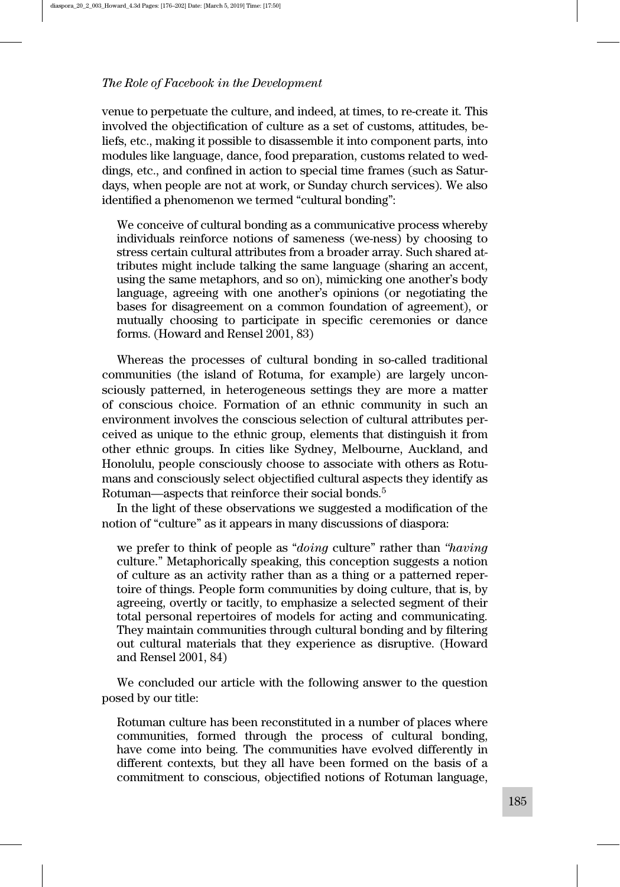venue to perpetuate the culture, and indeed, at times, to re-create it. This involved the objectification of culture as a set of customs, attitudes, beliefs, etc., making it possible to disassemble it into component parts, into modules like language, dance, food preparation, customs related to weddings, etc., and confined in action to special time frames (such as Saturdays, when people are not at work, or Sunday church services). We also identified a phenomenon we termed "cultural bonding":

> We conceive of cultural bonding as a communicative process whereby individuals reinforce notions of sameness (we-ness) by choosing to stress certain cultural attributes from a broader array. Such shared attributes might include talking the same language (sharing an accent, using the same metaphors, and so on), mimicking one another's body language, agreeing with one another's opinions (or negotiating the bases for disagreement on a common foundation of agreement), or mutually choosing to participate in specific ceremonies or dance forms. (Howard and Rensel 2001, 83)

Whereas the processes of cultural bonding in so-called traditional communities (the island of Rotuma, for example) are largely unconsciously patterned, in heterogeneous settings they are more a matter of conscious choice. Formation of an ethnic community in such an environment involves the conscious selection of cultural attributes perceived as unique to the ethnic group, elements that distinguish it from other ethnic groups. In cities like Sydney, Melbourne, Auckland, and Honolulu, people consciously choose to associate with others as Rotumans and consciously select objectified cultural aspects they identify as Rotuman—aspects that reinforce their social bonds.[5]

In the light of these observations we suggested a modification of the notion of "culture" as it appears in many discussions of diaspora:

> we prefer to think of people as "*doing* culture" rather than "*having* culture." Metaphorically speaking, this conception suggests a notion of culture as an activity rather than as a thing or a patterned repertoire of things. People form communities by doing culture, that is, by agreeing, overtly or tacitly, to emphasize a selected segment of their total personal repertoires of models for acting and communicating. They maintain communities through cultural bonding and by filtering out cultural materials that they experience as disruptive. (Howard and Rensel 2001, 84)

We concluded our article with the following answer to the question posed by our title:

> Rotuman culture has been reconstituted in a number of places where communities, formed through the process of cultural bonding, have come into being. The communities have evolved differently in different contexts, but they all have been formed on the basis of a commitment to conscious, objectified notions of Rotuman language,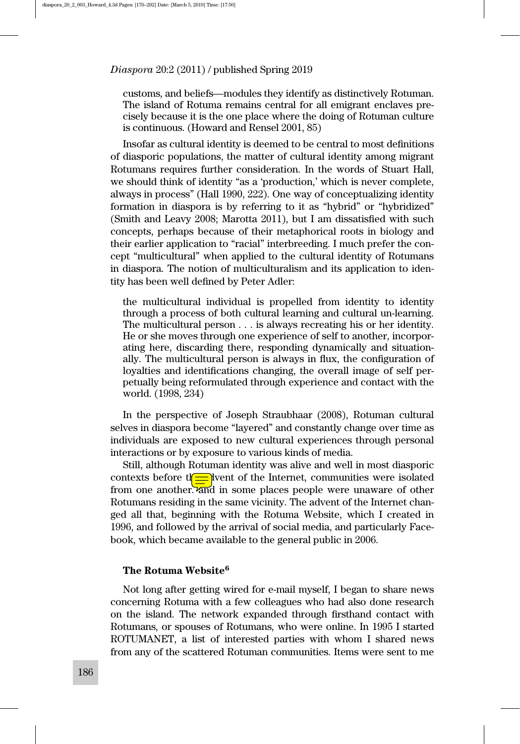customs, and beliefs—modules they identify as distinctively Rotuman. The island of Rotuma remains central for all emigrant enclaves precisely because it is the one place where the doing of Rotuman culture is continuous. (Howard and Rensel 2001, 85)

Insofar as cultural identity is deemed to be central to most definitions of diasporic populations, the matter of cultural identity among migrant Rotumans requires further consideration. In the words of Stuart Hall, we should think of identity "as a 'production,' which is never complete, always in process" (Hall 1990, 222). One way of conceptualizing identity formation in diaspora is by referring to it as "hybrid" or "hybridized" (Smith and Leavy 2008; Marotta 2011), but I am dissatisfied with such concepts, perhaps because of their metaphorical roots in biology and their earlier application to "racial" interbreeding. I much prefer the concept "multicultural" when applied to the cultural identity of Rotumans in diaspora. The notion of multiculturalism and its application to identity has been well defined by Peter Adler:

> the multicultural individual is propelled from identity to identity through a process of both cultural learning and cultural un-learning. The multicultural person . . . is always recreating his or her identity. He or she moves through one experience of self to another, incorporating here, discarding there, responding dynamically and situationally. The multicultural person is always in flux, the configuration of loyalties and identifications changing, the overall image of self perpetually being reformulated through experience and contact with the world. (1998, 234)

In the perspective of Joseph Straubhaar (2008), Rotuman cultural selves in diaspora become "layered" and constantly change over time as individuals are exposed to new cultural experiences through personal interactions or by exposure to various kinds of media.

Still, although Rotuman identity was alive and well in most diasporic contexts before the advent of the Internet, communities were isolated from one another, and in some places people were unaware of other Rotumans residing in the same vicinity. The advent of the Internet changed all that, beginning with the Rotuma Website, which I created in 1996, and followed by the arrival of social media, and particularly Facebook, which became available to the general public in 2006.

### The Rotuma Website[6]

Not long after getting wired for e-mail myself, I began to share news concerning Rotuma with a few colleagues who had also done research on the island. The network expanded through firsthand contact with Rotumans, or spouses of Rotumans, who were online. In 1995 I started ROTUMANET, a list of interested parties with whom I shared news from any of the scattered Rotuman communities. Items were sent to me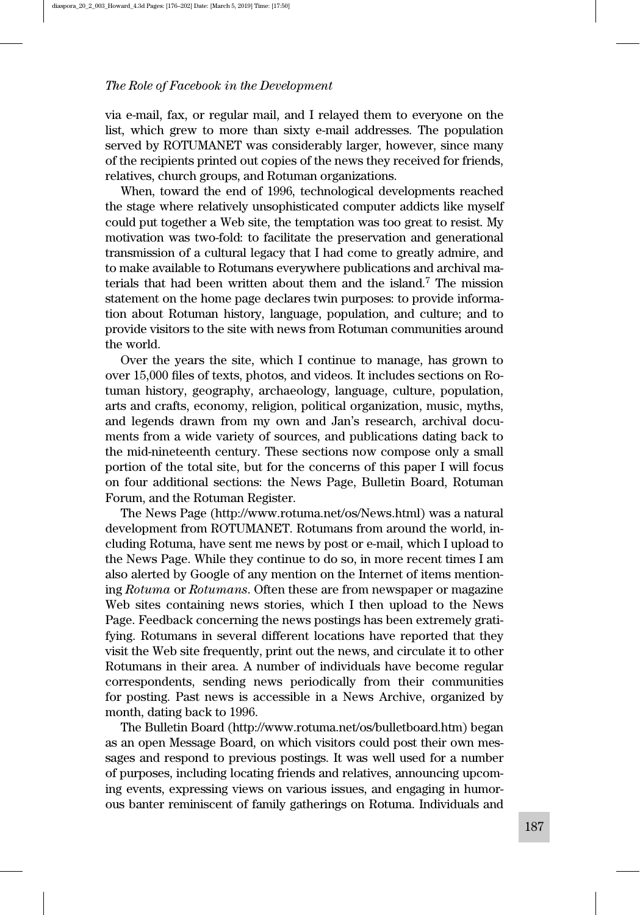via e-mail, fax, or regular mail, and I relayed them to everyone on the list, which grew to more than sixty e-mail addresses. The population served by ROTUMANET was considerably larger, however, since many of the recipients printed out copies of the news they received for friends, relatives, church groups, and Rotuman organizations.

When, toward the end of 1996, technological developments reached the stage where relatively unsophisticated computer addicts like myself could put together a Web site, the temptation was too great to resist. My motivation was two-fold: to facilitate the preservation and generational transmission of a cultural legacy that I had come to greatly admire, and to make available to Rotumans everywhere publications and archival materials that had been written about them and the island.[7] The mission statement on the home page declares twin purposes: to provide information about Rotuman history, language, population, and culture; and to provide visitors to the site with news from Rotuman communities around the world.

Over the years the site, which I continue to manage, has grown to over 15,000 files of texts, photos, and videos. It includes sections on Rotuman history, geography, archaeology, language, culture, population, arts and crafts, economy, religion, political organization, music, myths, and legends drawn from my own and Jan's research, archival documents from a wide variety of sources, and publications dating back to the mid-nineteenth century. These sections now compose only a small portion of the total site, but for the concerns of this paper I will focus on four additional sections: the News Page, Bulletin Board, Rotuman Forum, and the Rotuman Register.

The News Page (http://www.rotuma.net/os/News.html) was a natural development from ROTUMANET. Rotumans from around the world, including Rotuma, have sent me news by post or e-mail, which I upload to the News Page. While they continue to do so, in more recent times I am also alerted by Google of any mention on the Internet of items mentioning *Rotuma* or *Rotumans*. Often these are from newspaper or magazine Web sites containing news stories, which I then upload to the News Page. Feedback concerning the news postings has been extremely gratifying. Rotumans in several different locations have reported that they visit the Web site frequently, print out the news, and circulate it to other Rotumans in their area. A number of individuals have become regular correspondents, sending news periodically from their communities for posting. Past news is accessible in a News Archive, organized by month, dating back to 1996.

The Bulletin Board (http://www.rotuma.net/os/bulletboard.htm) began as an open Message Board, on which visitors could post their own messages and respond to previous postings. It was well used for a number of purposes, including locating friends and relatives, announcing upcoming events, expressing views on various issues, and engaging in humorous banter reminiscent of family gatherings on Rotuma. Individuals and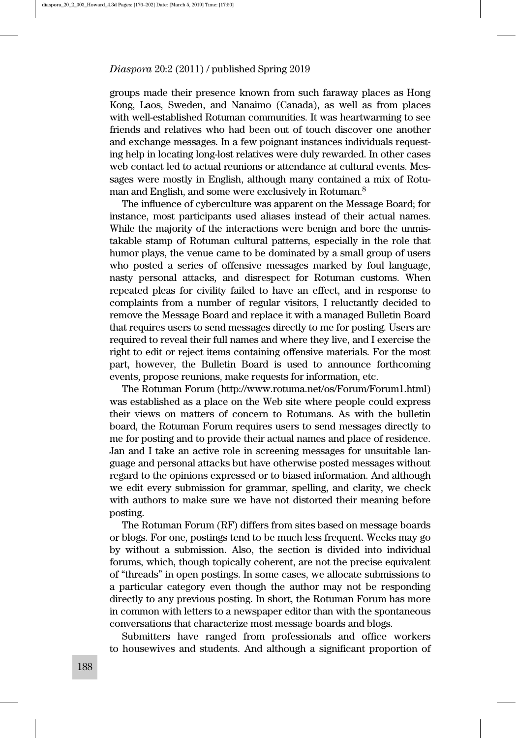groups made their presence known from such faraway places as Hong Kong, Laos, Sweden, and Nanaimo (Canada), as well as from places with well-established Rotuman communities. It was heartwarming to see friends and relatives who had been out of touch discover one another and exchange messages. In a few poignant instances individuals requesting help in locating long-lost relatives were duly rewarded. In other cases web contact led to actual reunions or attendance at cultural events. Messages were mostly in English, although many contained a mix of Rotuman and English, and some were exclusively in Rotuman.[8]

The influence of cyberculture was apparent on the Message Board; for instance, most participants used aliases instead of their actual names. While the majority of the interactions were benign and bore the unmistakable stamp of Rotuman cultural patterns, especially in the role that humor plays, the venue came to be dominated by a small group of users who posted a series of offensive messages marked by foul language, nasty personal attacks, and disrespect for Rotuman customs. When repeated pleas for civility failed to have an effect, and in response to complaints from a number of regular visitors, I reluctantly decided to remove the Message Board and replace it with a managed Bulletin Board that requires users to send messages directly to me for posting. Users are required to reveal their full names and where they live, and I exercise the right to edit or reject items containing offensive materials. For the most part, however, the Bulletin Board is used to announce forthcoming events, propose reunions, make requests for information, etc.

The Rotuman Forum (http://www.rotuma.net/os/Forum/Forum1.html) was established as a place on the Web site where people could express their views on matters of concern to Rotumans. As with the bulletin board, the Rotuman Forum requires users to send messages directly to me for posting and to provide their actual names and place of residence. Jan and I take an active role in screening messages for unsuitable language and personal attacks but have otherwise posted messages without regard to the opinions expressed or to biased information. And although we edit every submission for grammar, spelling, and clarity, we check with authors to make sure we have not distorted their meaning before posting.

The Rotuman Forum (RF) differs from sites based on message boards or blogs. For one, postings tend to be much less frequent. Weeks may go by without a submission. Also, the section is divided into individual forums, which, though topically coherent, are not the precise equivalent of "threads" in open postings. In some cases, we allocate submissions to a particular category even though the author may not be responding directly to any previous posting. In short, the Rotuman Forum has more in common with letters to a newspaper editor than with the spontaneous conversations that characterize most message boards and blogs.

Submitters have ranged from professionals and office workers to housewives and students. And although a significant proportion of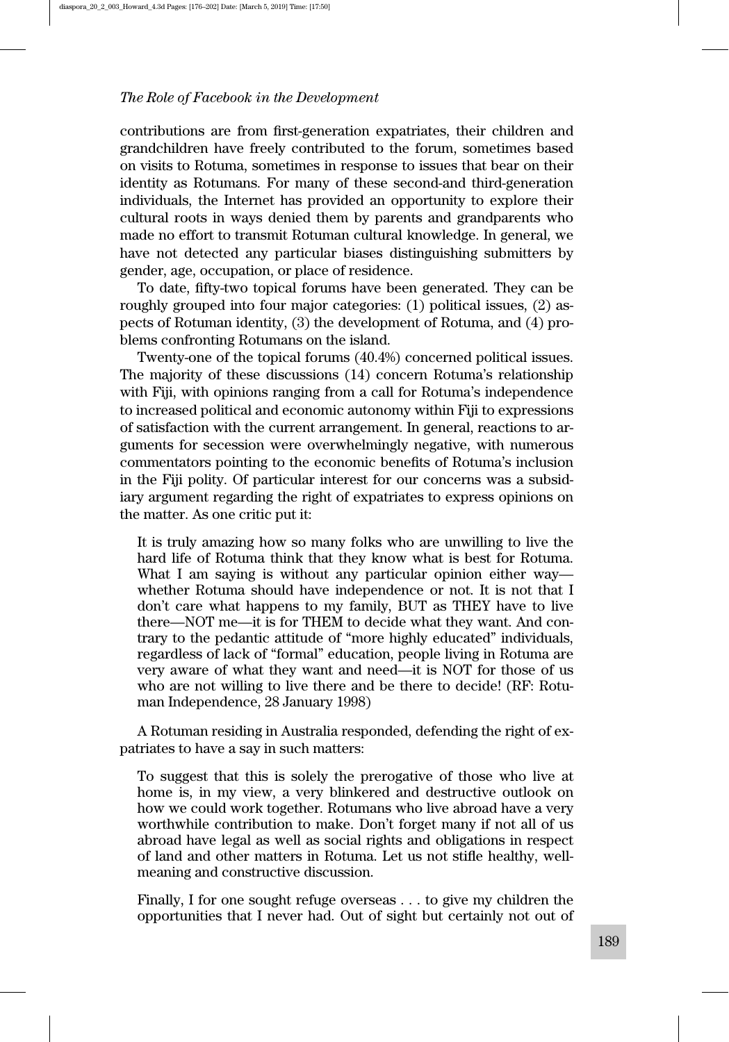contributions are from first-generation expatriates, their children and grandchildren have freely contributed to the forum, sometimes based on visits to Rotuma, sometimes in response to issues that bear on their identity as Rotumans. For many of these second-and third-generation individuals, the Internet has provided an opportunity to explore their cultural roots in ways denied them by parents and grandparents who made no effort to transmit Rotuman cultural knowledge. In general, we have not detected any particular biases distinguishing submitters by gender, age, occupation, or place of residence.

To date, fifty-two topical forums have been generated. They can be roughly grouped into four major categories: (1) political issues, (2) aspects of Rotuman identity, (3) the development of Rotuma, and (4) problems confronting Rotumans on the island.

Twenty-one of the topical forums (40.4%) concerned political issues. The majority of these discussions (14) concern Rotuma's relationship with Fiji, with opinions ranging from a call for Rotuma's independence to increased political and economic autonomy within Fiji to expressions of satisfaction with the current arrangement. In general, reactions to arguments for secession were overwhelmingly negative, with numerous commentators pointing to the economic benefits of Rotuma's inclusion in the Fiji polity. Of particular interest for our concerns was a subsidiary argument regarding the right of expatriates to express opinions on the matter. As one critic put it:

> It is truly amazing how so many folks who are unwilling to live the hard life of Rotuma think that they know what is best for Rotuma. What I am saying is without any particular opinion either way—whether Rotuma should have independence or not. It is not that I don't care what happens to my family, BUT as THEY have to live there—NOT me—it is for THEM to decide what they want. And contrary to the pedantic attitude of "more highly educated" individuals, regardless of lack of "formal" education, people living in Rotuma are very aware of what they want and need—it is NOT for those of us who are not willing to live there and be there to decide! (RF: Rotuman Independence, 28 January 1998)

A Rotuman residing in Australia responded, defending the right of expatriates to have a say in such matters:

> To suggest that this is solely the prerogative of those who live at home is, in my view, a very blinkered and destructive outlook on how we could work together. Rotumans who live abroad have a very worthwhile contribution to make. Don't forget many if not all of us abroad have legal as well as social rights and obligations in respect of land and other matters in Rotuma. Let us not stifle healthy, well-meaning and constructive discussion.
>
> Finally, I for one sought refuge overseas . . . to give my children the opportunities that I never had. Out of sight but certainly not out of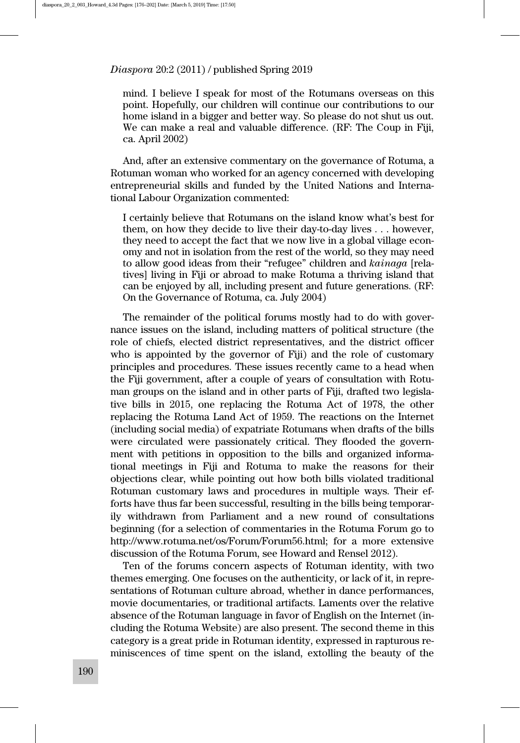mind. I believe I speak for most of the Rotumans overseas on this point. Hopefully, our children will continue our contributions to our home island in a bigger and better way. So please do not shut us out. We can make a real and valuable difference. (RF: The Coup in Fiji, ca. April 2002)

And, after an extensive commentary on the governance of Rotuma, a Rotuman woman who worked for an agency concerned with developing entrepreneurial skills and funded by the United Nations and International Labour Organization commented:

> I certainly believe that Rotumans on the island know what's best for them, on how they decide to live their day-to-day lives . . . however, they need to accept the fact that we now live in a global village economy and not in isolation from the rest of the world, so they may need to allow good ideas from their "refugee" children and *kainaga* [relatives] living in Fiji or abroad to make Rotuma a thriving island that can be enjoyed by all, including present and future generations. (RF: On the Governance of Rotuma, ca. July 2004)

The remainder of the political forums mostly had to do with governance issues on the island, including matters of political structure (the role of chiefs, elected district representatives, and the district officer who is appointed by the governor of Fiji) and the role of customary principles and procedures. These issues recently came to a head when the Fiji government, after a couple of years of consultation with Rotuman groups on the island and in other parts of Fiji, drafted two legislative bills in 2015, one replacing the Rotuma Act of 1978, the other replacing the Rotuma Land Act of 1959. The reactions on the Internet (including social media) of expatriate Rotumans when drafts of the bills were circulated were passionately critical. They flooded the government with petitions in opposition to the bills and organized informational meetings in Fiji and Rotuma to make the reasons for their objections clear, while pointing out how both bills violated traditional Rotuman customary laws and procedures in multiple ways. Their efforts have thus far been successful, resulting in the bills being temporarily withdrawn from Parliament and a new round of consultations beginning (for a selection of commentaries in the Rotuma Forum go to http://www.rotuma.net/os/Forum/Forum56.html; for a more extensive discussion of the Rotuma Forum, see Howard and Rensel 2012).

Ten of the forums concern aspects of Rotuman identity, with two themes emerging. One focuses on the authenticity, or lack of it, in representations of Rotuman culture abroad, whether in dance performances, movie documentaries, or traditional artifacts. Laments over the relative absence of the Rotuman language in favor of English on the Internet (including the Rotuma Website) are also present. The second theme in this category is a great pride in Rotuman identity, expressed in rapturous reminiscences of time spent on the island, extolling the beauty of the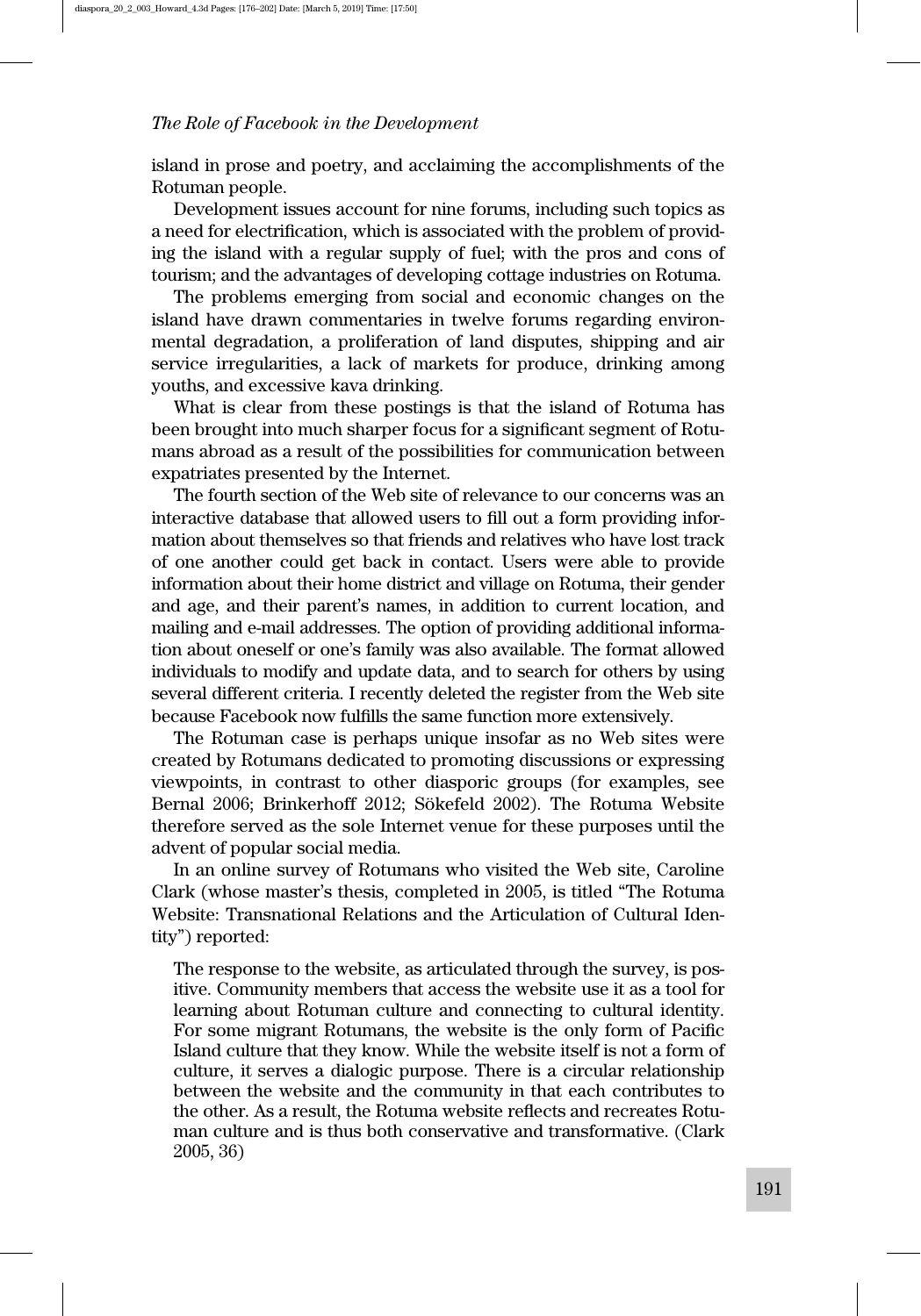island in prose and poetry, and acclaiming the accomplishments of the Rotuman people.

Development issues account for nine forums, including such topics as a need for electrification, which is associated with the problem of providing the island with a regular supply of fuel; with the pros and cons of tourism; and the advantages of developing cottage industries on Rotuma.

The problems emerging from social and economic changes on the island have drawn commentaries in twelve forums regarding environmental degradation, a proliferation of land disputes, shipping and air service irregularities, a lack of markets for produce, drinking among youths, and excessive kava drinking.

What is clear from these postings is that the island of Rotuma has been brought into much sharper focus for a significant segment of Rotumans abroad as a result of the possibilities for communication between expatriates presented by the Internet.

The fourth section of the Web site of relevance to our concerns was an interactive database that allowed users to fill out a form providing information about themselves so that friends and relatives who have lost track of one another could get back in contact. Users were able to provide information about their home district and village on Rotuma, their gender and age, and their parent's names, in addition to current location, and mailing and e-mail addresses. The option of providing additional information about oneself or one's family was also available. The format allowed individuals to modify and update data, and to search for others by using several different criteria. I recently deleted the register from the Web site because Facebook now fulfills the same function more extensively.

The Rotuman case is perhaps unique insofar as no Web sites were created by Rotumans dedicated to promoting discussions or expressing viewpoints, in contrast to other diasporic groups (for examples, see Bernal 2006; Brinkerhoff 2012; Sökefeld 2002). The Rotuma Website therefore served as the sole Internet venue for these purposes until the advent of popular social media.

In an online survey of Rotumans who visited the Web site, Caroline Clark (whose master's thesis, completed in 2005, is titled "The Rotuma Website: Transnational Relations and the Articulation of Cultural Identity") reported:

> The response to the website, as articulated through the survey, is positive. Community members that access the website use it as a tool for learning about Rotuman culture and connecting to cultural identity. For some migrant Rotumans, the website is the only form of Pacific Island culture that they know. While the website itself is not a form of culture, it serves a dialogic purpose. There is a circular relationship between the website and the community in that each contributes to the other. As a result, the Rotuma website reflects and recreates Rotuman culture and is thus both conservative and transformative. (Clark 2005, 36)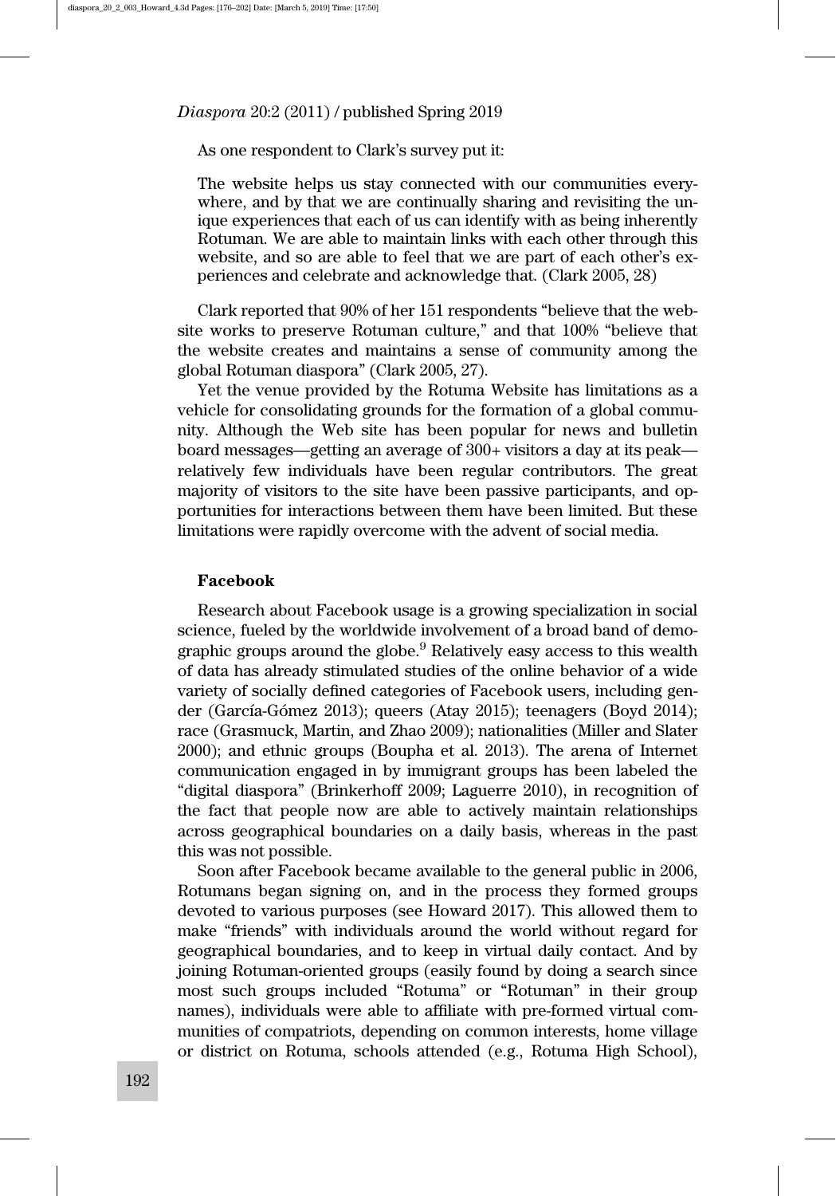As one respondent to Clark's survey put it:

> The website helps us stay connected with our communities everywhere, and by that we are continually sharing and revisiting the unique experiences that each of us can identify with as being inherently Rotuman. We are able to maintain links with each other through this website, and so are able to feel that we are part of each other's experiences and celebrate and acknowledge that. (Clark 2005, 28)

Clark reported that 90% of her 151 respondents "believe that the website works to preserve Rotuman culture," and that 100% "believe that the website creates and maintains a sense of community among the global Rotuman diaspora" (Clark 2005, 27).

Yet the venue provided by the Rotuma Website has limitations as a vehicle for consolidating grounds for the formation of a global community. Although the Web site has been popular for news and bulletin board messages—getting an average of 300+ visitors a day at its peak—relatively few individuals have been regular contributors. The great majority of visitors to the site have been passive participants, and opportunities for interactions between them have been limited. But these limitations were rapidly overcome with the advent of social media.

**Facebook**

Research about Facebook usage is a growing specialization in social science, fueled by the worldwide involvement of a broad band of demographic groups around the globe.[9] Relatively easy access to this wealth of data has already stimulated studies of the online behavior of a wide variety of socially defined categories of Facebook users, including gender (García-Gómez 2013); queers (Atay 2015); teenagers (Boyd 2014); race (Grasmuck, Martin, and Zhao 2009); nationalities (Miller and Slater 2000); and ethnic groups (Boupha et al. 2013). The arena of Internet communication engaged in by immigrant groups has been labeled the "digital diaspora" (Brinkerhoff 2009; Laguerre 2010), in recognition of the fact that people now are able to actively maintain relationships across geographical boundaries on a daily basis, whereas in the past this was not possible.

Soon after Facebook became available to the general public in 2006, Rotumans began signing on, and in the process they formed groups devoted to various purposes (see Howard 2017). This allowed them to make "friends" with individuals around the world without regard for geographical boundaries, and to keep in virtual daily contact. And by joining Rotuman-oriented groups (easily found by doing a search since most such groups included "Rotuma" or "Rotuman" in their group names), individuals were able to affiliate with pre-formed virtual communities of compatriots, depending on common interests, home village or district on Rotuma, schools attended (e.g., Rotuma High School),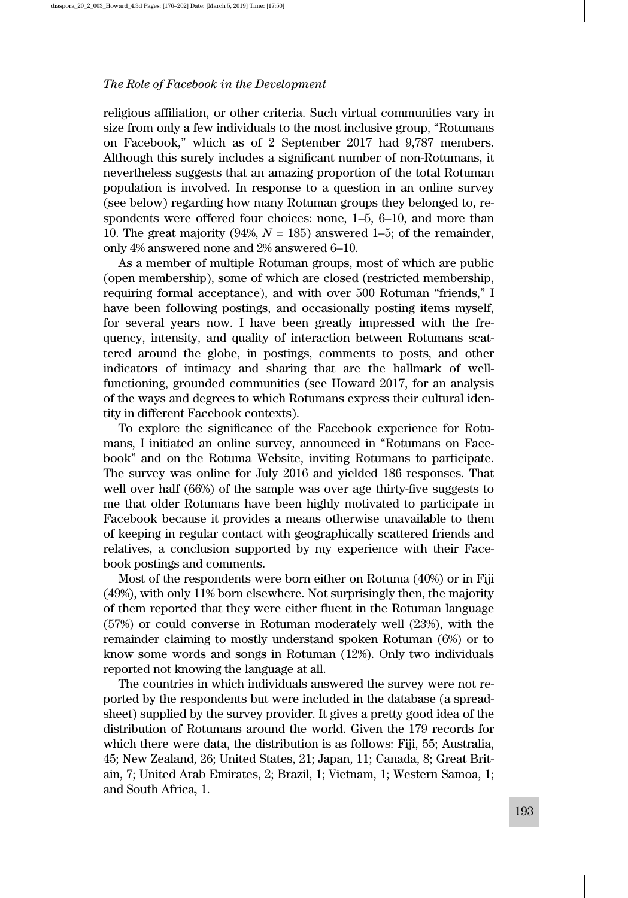religious affiliation, or other criteria. Such virtual communities vary in size from only a few individuals to the most inclusive group, "Rotumans on Facebook," which as of 2 September 2017 had 9,787 members. Although this surely includes a significant number of non-Rotumans, it nevertheless suggests that an amazing proportion of the total Rotuman population is involved. In response to a question in an online survey (see below) regarding how many Rotuman groups they belonged to, respondents were offered four choices: none, 1–5, 6–10, and more than 10. The great majority (94%, $N = 185$) answered 1–5; of the remainder, only 4% answered none and 2% answered 6–10.

As a member of multiple Rotuman groups, most of which are public (open membership), some of which are closed (restricted membership, requiring formal acceptance), and with over 500 Rotuman "friends," I have been following postings, and occasionally posting items myself, for several years now. I have been greatly impressed with the frequency, intensity, and quality of interaction between Rotumans scattered around the globe, in postings, comments to posts, and other indicators of intimacy and sharing that are the hallmark of well-functioning, grounded communities (see Howard 2017, for an analysis of the ways and degrees to which Rotumans express their cultural identity in different Facebook contexts).

To explore the significance of the Facebook experience for Rotumans, I initiated an online survey, announced in "Rotumans on Facebook" and on the Rotuma Website, inviting Rotumans to participate. The survey was online for July 2016 and yielded 186 responses. That well over half (66%) of the sample was over age thirty-five suggests to me that older Rotumans have been highly motivated to participate in Facebook because it provides a means otherwise unavailable to them of keeping in regular contact with geographically scattered friends and relatives, a conclusion supported by my experience with their Facebook postings and comments.

Most of the respondents were born either on Rotuma (40%) or in Fiji (49%), with only 11% born elsewhere. Not surprisingly then, the majority of them reported that they were either fluent in the Rotuman language (57%) or could converse in Rotuman moderately well (23%), with the remainder claiming to mostly understand spoken Rotuman (6%) or to know some words and songs in Rotuman (12%). Only two individuals reported not knowing the language at all.

The countries in which individuals answered the survey were not reported by the respondents but were included in the database (a spreadsheet) supplied by the survey provider. It gives a pretty good idea of the distribution of Rotumans around the world. Given the 179 records for which there were data, the distribution is as follows: Fiji, 55; Australia, 45; New Zealand, 26; United States, 21; Japan, 11; Canada, 8; Great Britain, 7; United Arab Emirates, 2; Brazil, 1; Vietnam, 1; Western Samoa, 1; and South Africa, 1.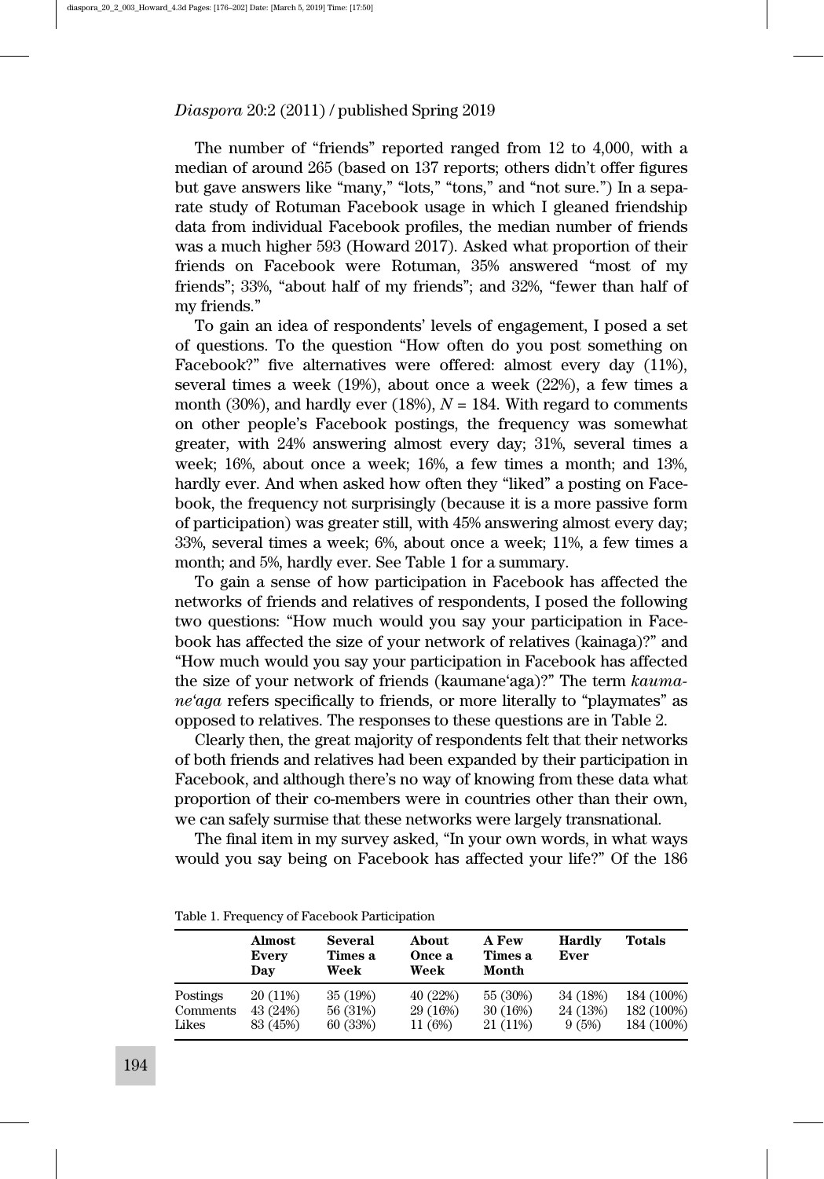The number of "friends" reported ranged from 12 to 4,000, with a median of around 265 (based on 137 reports; others didn't offer figures but gave answers like "many," "lots," "tons," and "not sure.") In a separate study of Rotuman Facebook usage in which I gleaned friendship data from individual Facebook profiles, the median number of friends was a much higher 593 (Howard 2017). Asked what proportion of their friends on Facebook were Rotuman, 35% answered "most of my friends"; 33%, "about half of my friends"; and 32%, "fewer than half of my friends."

To gain an idea of respondents' levels of engagement, I posed a set of questions. To the question "How often do you post something on Facebook?" five alternatives were offered: almost every day (11%), several times a week (19%), about once a week (22%), a few times a month (30%), and hardly ever (18%), *N* = 184. With regard to comments on other people's Facebook postings, the frequency was somewhat greater, with 24% answering almost every day; 31%, several times a week; 16%, about once a week; 16%, a few times a month; and 13%, hardly ever. And when asked how often they "liked" a posting on Facebook, the frequency not surprisingly (because it is a more passive form of participation) was greater still, with 45% answering almost every day; 33%, several times a week; 6%, about once a week; 11%, a few times a month; and 5%, hardly ever. See Table 1 for a summary.

To gain a sense of how participation in Facebook has affected the networks of friends and relatives of respondents, I posed the following two questions: "How much would you say your participation in Facebook has affected the size of your network of relatives (kainaga)?" and "How much would you say your participation in Facebook has affected the size of your network of friends (kaumane'aga)?" The term *kaumane'aga* refers specifically to friends, or more literally to "playmates" as opposed to relatives. The responses to these questions are in Table 2.

Clearly then, the great majority of respondents felt that their networks of both friends and relatives had been expanded by their participation in Facebook, and although there's no way of knowing from these data what proportion of their co-members were in countries other than their own, we can safely surmise that these networks were largely transnational.

The final item in my survey asked, "In your own words, in what ways would you say being on Facebook has affected your life?" Of the 186

Table 1. Frequency of Facebook Participation

| | Almost Every Day | Several Times a Week | About Once a Week | A Few Times a Month | Hardly Ever | Totals |
|---|---|---|---|---|---|---|
| Postings | 20 (11%) | 35 (19%) | 40 (22%) | 55 (30%) | 34 (18%) | 184 (100%) |
| Comments | 43 (24%) | 56 (31%) | 29 (16%) | 30 (16%) | 24 (13%) | 182 (100%) |
| Likes | 83 (45%) | 60 (33%) | 11 (6%) | 21 (11%) | 9 (5%) | 184 (100%) |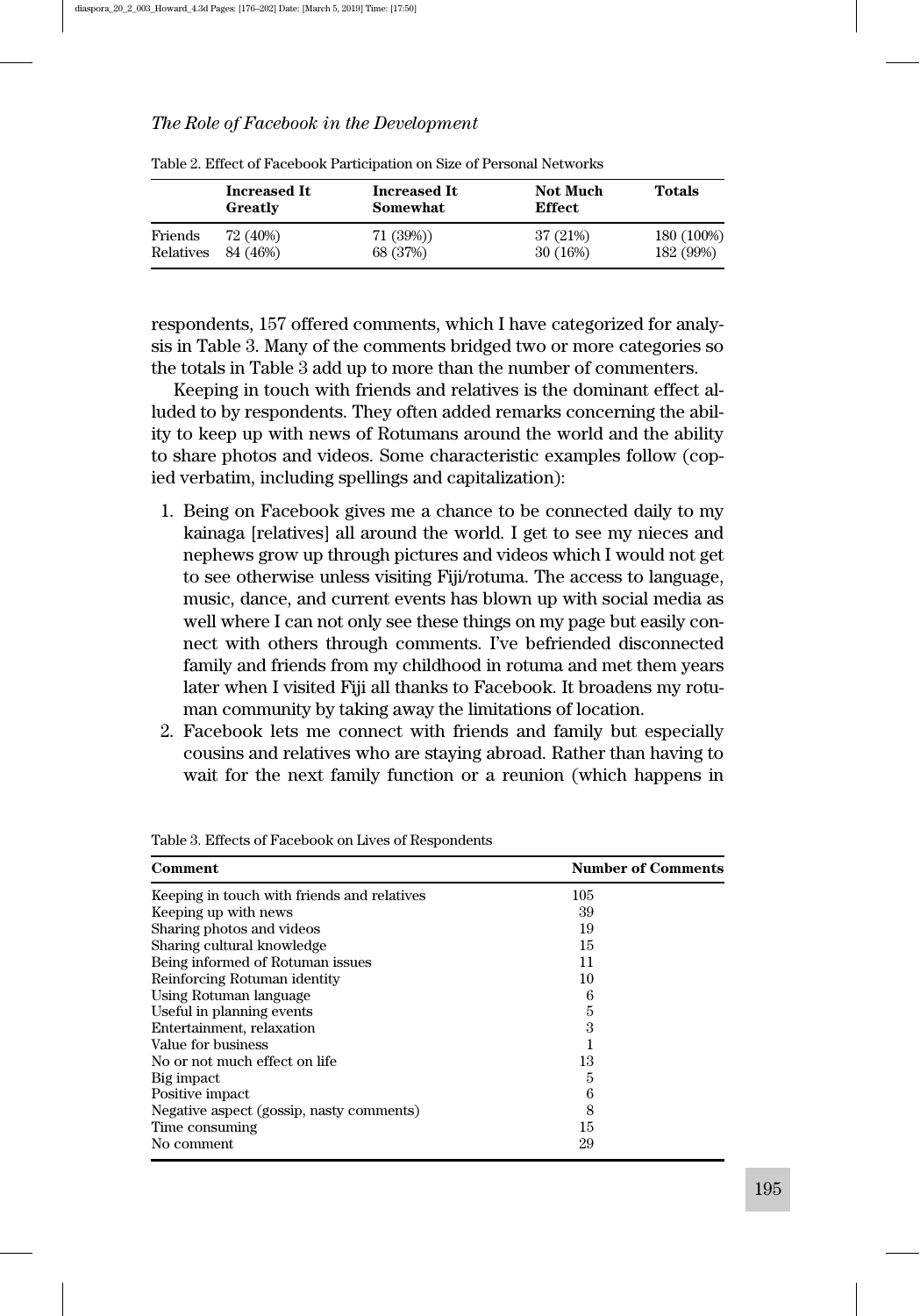Table 2. Effect of Facebook Participation on Size of Personal Networks

| | Increased It Greatly | Increased It Somewhat | Not Much Effect | Totals |
|---|---|---|---|---|
| Friends | 72 (40%) | 71 (39%)) | 37 (21%) | 180 (100%) |
| Relatives | 84 (46%) | 68 (37%) | 30 (16%) | 182 (99%) |

respondents, 157 offered comments, which I have categorized for analysis in Table 3. Many of the comments bridged two or more categories so the totals in Table 3 add up to more than the number of commenters.

Keeping in touch with friends and relatives is the dominant effect alluded to by respondents. They often added remarks concerning the ability to keep up with news of Rotumans around the world and the ability to share photos and videos. Some characteristic examples follow (copied verbatim, including spellings and capitalization):

1. Being on Facebook gives me a chance to be connected daily to my kainaga [relatives] all around the world. I get to see my nieces and nephews grow up through pictures and videos which I would not get to see otherwise unless visiting Fiji/rotuma. The access to language, music, dance, and current events has blown up with social media as well where I can not only see these things on my page but easily connect with others through comments. I've befriended disconnected family and friends from my childhood in rotuma and met them years later when I visited Fiji all thanks to Facebook. It broadens my rotuman community by taking away the limitations of location.
2. Facebook lets me connect with friends and family but especially cousins and relatives who are staying abroad. Rather than having to wait for the next family function or a reunion (which happens in

Table 3. Effects of Facebook on Lives of Respondents

| Comment | Number of Comments |
|---|---|
| Keeping in touch with friends and relatives | 105 |
| Keeping up with news | 39 |
| Sharing photos and videos | 19 |
| Sharing cultural knowledge | 15 |
| Being informed of Rotuman issues | 11 |
| Reinforcing Rotuman identity | 10 |
| Using Rotuman language | 6 |
| Useful in planning events | 5 |
| Entertainment, relaxation | 3 |
| Value for business | 1 |
| No or not much effect on life | 13 |
| Big impact | 5 |
| Positive impact | 6 |
| Negative aspect (gossip, nasty comments) | 8 |
| Time consuming | 15 |
| No comment | 29 |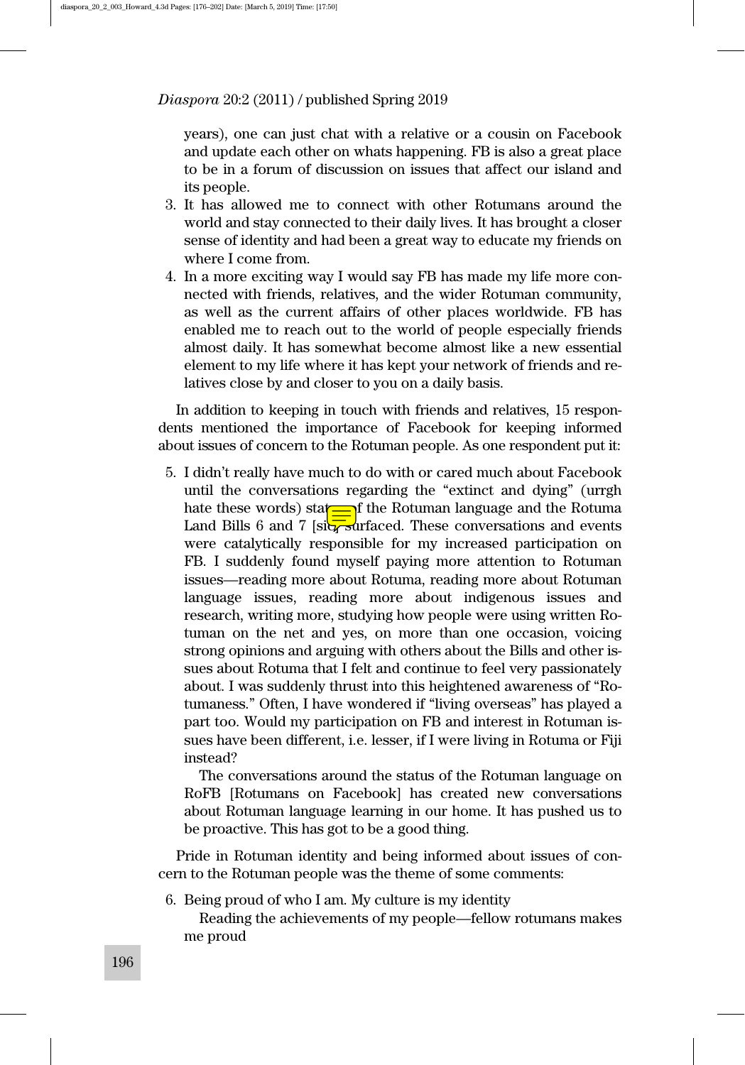years), one can just chat with a relative or a cousin on Facebook and update each other on whats happening. FB is also a great place to be in a forum of discussion on issues that affect our island and its people.

3. It has allowed me to connect with other Rotumans around the world and stay connected to their daily lives. It has brought a closer sense of identity and had been a great way to educate my friends on where I come from.
4. In a more exciting way I would say FB has made my life more connected with friends, relatives, and the wider Rotuman community, as well as the current affairs of other places worldwide. FB has enabled me to reach out to the world of people especially friends almost daily. It has somewhat become almost like a new essential element to my life where it has kept your network of friends and relatives close by and closer to you on a daily basis.

In addition to keeping in touch with friends and relatives, 15 respondents mentioned the importance of Facebook for keeping informed about issues of concern to the Rotuman people. As one respondent put it:

5. I didn't really have much to do with or cared much about Facebook until the conversations regarding the "extinct and dying" (urrgh hate these words) status of the Rotuman language and the Rotuma Land Bills 6 and 7 [sic] surfaced. These conversations and events were catalytically responsible for my increased participation on FB. I suddenly found myself paying more attention to Rotuman issues—reading more about Rotuma, reading more about Rotuman language issues, reading more about indigenous issues and research, writing more, studying how people were using written Rotuman on the net and yes, on more than one occasion, voicing strong opinions and arguing with others about the Bills and other issues about Rotuma that I felt and continue to feel very passionately about. I was suddenly thrust into this heightened awareness of "Rotumaness." Often, I have wondered if "living overseas" has played a part too. Would my participation on FB and interest in Rotuman issues have been different, i.e. lesser, if I were living in Rotuma or Fiji instead?

   The conversations around the status of the Rotuman language on RoFB [Rotumans on Facebook] has created new conversations about Rotuman language learning in our home. It has pushed us to be proactive. This has got to be a good thing.

Pride in Rotuman identity and being informed about issues of concern to the Rotuman people was the theme of some comments:

6. Being proud of who I am. My culture is my identity

   Reading the achievements of my people—fellow rotumans makes me proud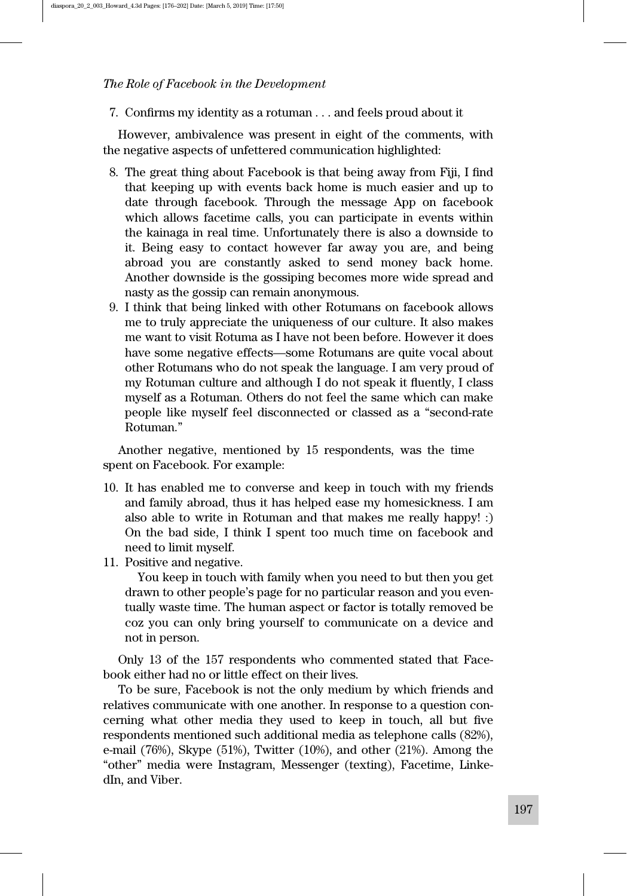7. Confirms my identity as a rotuman . . . and feels proud about it

However, ambivalence was present in eight of the comments, with the negative aspects of unfettered communication highlighted:

8. The great thing about Facebook is that being away from Fiji, I find that keeping up with events back home is much easier and up to date through facebook. Through the message App on facebook which allows facetime calls, you can participate in events within the kainaga in real time. Unfortunately there is also a downside to it. Being easy to contact however far away you are, and being abroad you are constantly asked to send money back home. Another downside is the gossiping becomes more wide spread and nasty as the gossip can remain anonymous.
9. I think that being linked with other Rotumans on facebook allows me to truly appreciate the uniqueness of our culture. It also makes me want to visit Rotuma as I have not been before. However it does have some negative effects—some Rotumans are quite vocal about other Rotumans who do not speak the language. I am very proud of my Rotuman culture and although I do not speak it fluently, I class myself as a Rotuman. Others do not feel the same which can make people like myself feel disconnected or classed as a "second-rate Rotuman."

Another negative, mentioned by 15 respondents, was the time spent on Facebook. For example:

10. It has enabled me to converse and keep in touch with my friends and family abroad, thus it has helped ease my homesickness. I am also able to write in Rotuman and that makes me really happy! :) On the bad side, I think I spent too much time on facebook and need to limit myself.
11. Positive and negative.

    You keep in touch with family when you need to but then you get drawn to other people's page for no particular reason and you eventually waste time. The human aspect or factor is totally removed be coz you can only bring yourself to communicate on a device and not in person.

Only 13 of the 157 respondents who commented stated that Facebook either had no or little effect on their lives.

To be sure, Facebook is not the only medium by which friends and relatives communicate with one another. In response to a question concerning what other media they used to keep in touch, all but five respondents mentioned such additional media as telephone calls (82%), e-mail (76%), Skype (51%), Twitter (10%), and other (21%). Among the "other" media were Instagram, Messenger (texting), Facetime, LinkedIn, and Viber.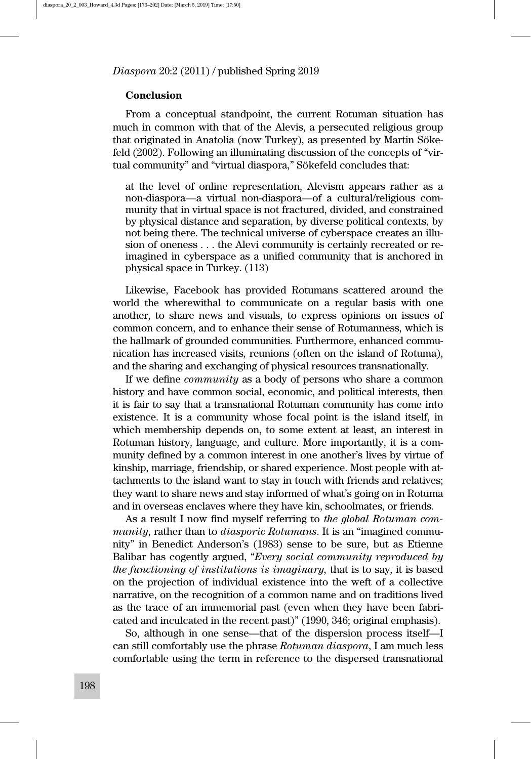## Conclusion

From a conceptual standpoint, the current Rotuman situation has much in common with that of the Alevis, a persecuted religious group that originated in Anatolia (now Turkey), as presented by Martin Sökefeld (2002). Following an illuminating discussion of the concepts of "virtual community" and "virtual diaspora," Sökefeld concludes that:

> at the level of online representation, Alevism appears rather as a non-diaspora—a virtual non-diaspora—of a cultural/religious community that in virtual space is not fractured, divided, and constrained by physical distance and separation, by diverse political contexts, by not being there. The technical universe of cyberspace creates an illusion of oneness . . . the Alevi community is certainly recreated or reimagined in cyberspace as a unified community that is anchored in physical space in Turkey. (113)

Likewise, Facebook has provided Rotumans scattered around the world the wherewithal to communicate on a regular basis with one another, to share news and visuals, to express opinions on issues of common concern, and to enhance their sense of Rotumanness, which is the hallmark of grounded communities. Furthermore, enhanced communication has increased visits, reunions (often on the island of Rotuma), and the sharing and exchanging of physical resources transnationally.

If we define *community* as a body of persons who share a common history and have common social, economic, and political interests, then it is fair to say that a transnational Rotuman community has come into existence. It is a community whose focal point is the island itself, in which membership depends on, to some extent at least, an interest in Rotuman history, language, and culture. More importantly, it is a community defined by a common interest in one another's lives by virtue of kinship, marriage, friendship, or shared experience. Most people with attachments to the island want to stay in touch with friends and relatives; they want to share news and stay informed of what's going on in Rotuma and in overseas enclaves where they have kin, schoolmates, or friends.

As a result I now find myself referring to *the global Rotuman community*, rather than to *diasporic Rotumans*. It is an "imagined community" in Benedict Anderson's (1983) sense to be sure, but as Etienne Balibar has cogently argued, "*Every social community reproduced by the functioning of institutions is imaginary*, that is to say, it is based on the projection of individual existence into the weft of a collective narrative, on the recognition of a common name and on traditions lived as the trace of an immemorial past (even when they have been fabricated and inculcated in the recent past)" (1990, 346; original emphasis).

So, although in one sense—that of the dispersion process itself—I can still comfortably use the phrase *Rotuman diaspora*, I am much less comfortable using the term in reference to the dispersed transnational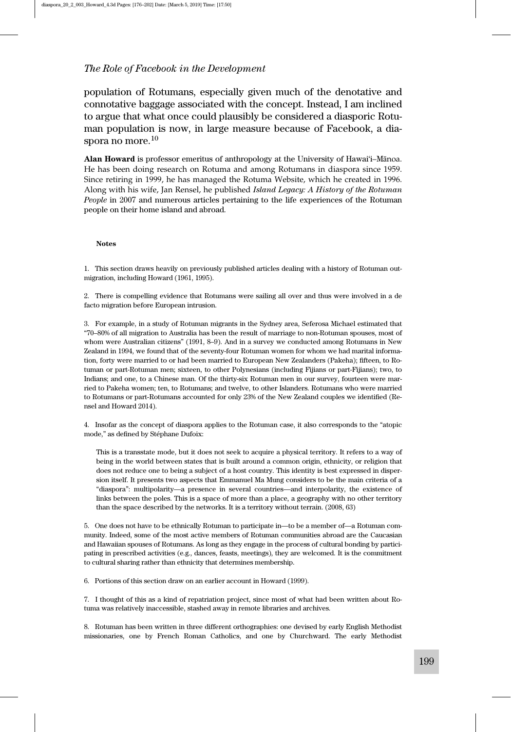population of Rotumans, especially given much of the denotative and connotative baggage associated with the concept. Instead, I am inclined to argue that what once could plausibly be considered a diasporic Rotuman population is now, in large measure because of Facebook, a diaspora no more.[10]

**Alan Howard** is professor emeritus of anthropology at the University of Hawai'i–Mānoa. He has been doing research on Rotuma and among Rotumans in diaspora since 1959. Since retiring in 1999, he has managed the Rotuma Website, which he created in 1996. Along with his wife, Jan Rensel, he published *Island Legacy: A History of the Rotuman People* in 2007 and numerous articles pertaining to the life experiences of the Rotuman people on their home island and abroad.

## Notes

1. This section draws heavily on previously published articles dealing with a history of Rotuman outmigration, including Howard (1961, 1995).

2. There is compelling evidence that Rotumans were sailing all over and thus were involved in a de facto migration before European intrusion.

3. For example, in a study of Rotuman migrants in the Sydney area, Seferosa Michael estimated that "70–80% of all migration to Australia has been the result of marriage to non-Rotuman spouses, most of whom were Australian citizens" (1991, 8–9). And in a survey we conducted among Rotumans in New Zealand in 1994, we found that of the seventy-four Rotuman women for whom we had marital information, forty were married to or had been married to European New Zealanders (Pakeha); fifteen, to Rotuman or part-Rotuman men; sixteen, to other Polynesians (including Fijians or part-Fijians); two, to Indians; and one, to a Chinese man. Of the thirty-six Rotuman men in our survey, fourteen were married to Pakeha women; ten, to Rotumans; and twelve, to other Islanders. Rotumans who were married to Rotumans or part-Rotumans accounted for only 23% of the New Zealand couples we identified (Rensel and Howard 2014).

4. Insofar as the concept of diaspora applies to the Rotuman case, it also corresponds to the "atopic mode," as defined by Stéphane Dufoix:

> This is a transstate mode, but it does not seek to acquire a physical territory. It refers to a way of being in the world between states that is built around a common origin, ethnicity, or religion that does not reduce one to being a subject of a host country. This identity is best expressed in dispersion itself. It presents two aspects that Emmanuel Ma Mung considers to be the main criteria of a "diaspora": multipolarity—a presence in several countries—and interpolarity, the existence of links between the poles. This is a space of more than a place, a geography with no other territory than the space described by the networks. It is a territory without terrain. (2008, 63)

5. One does not have to be ethnically Rotuman to participate in—to be a member of—a Rotuman community. Indeed, some of the most active members of Rotuman communities abroad are the Caucasian and Hawaiian spouses of Rotumans. As long as they engage in the process of cultural bonding by participating in prescribed activities (e.g., dances, feasts, meetings), they are welcomed. It is the commitment to cultural sharing rather than ethnicity that determines membership.

6. Portions of this section draw on an earlier account in Howard (1999).

7. I thought of this as a kind of repatriation project, since most of what had been written about Rotuma was relatively inaccessible, stashed away in remote libraries and archives.

8. Rotuman has been written in three different orthographies: one devised by early English Methodist missionaries, one by French Roman Catholics, and one by Churchward. The early Methodist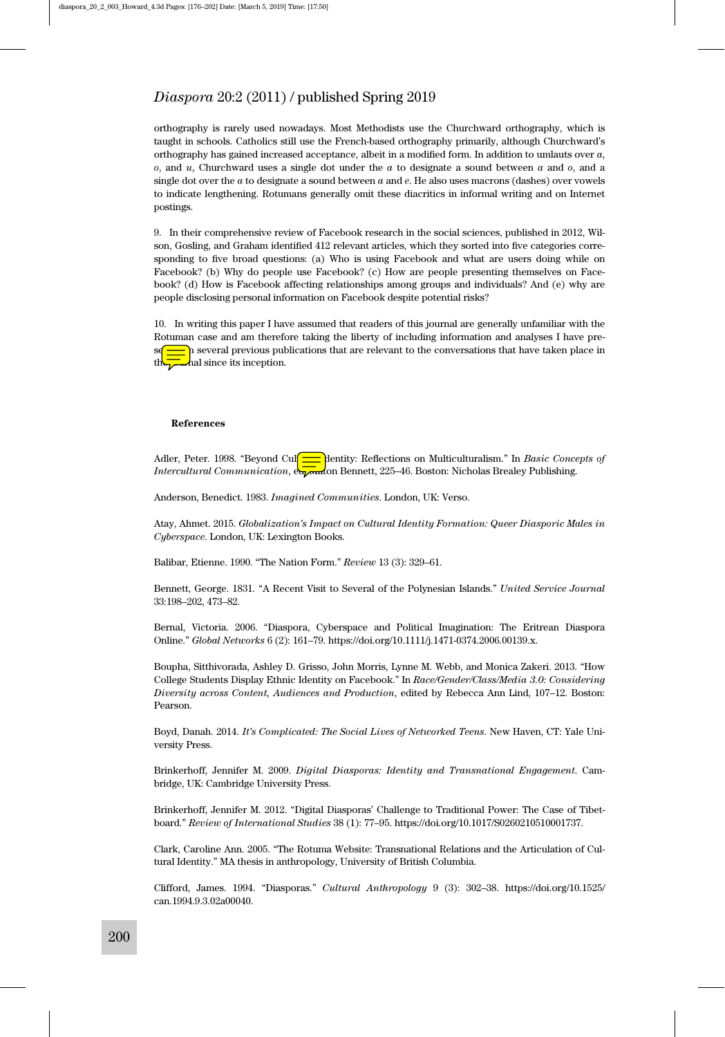orthography is rarely used nowadays. Most Methodists use the Churchward orthography, which is taught in schools. Catholics still use the French-based orthography primarily, although Churchward's orthography has gained increased acceptance, albeit in a modified form. In addition to umlauts over *a*, *o*, and *u*, Churchward uses a single dot under the *a* to designate a sound between *a* and *o*, and a single dot over the *a* to designate a sound between *a* and *e*. He also uses macrons (dashes) over vowels to indicate lengthening. Rotumans generally omit these diacritics in informal writing and on Internet postings.

9. In their comprehensive review of Facebook research in the social sciences, published in 2012, Wilson, Gosling, and Graham identified 412 relevant articles, which they sorted into five categories corresponding to five broad questions: (a) Who is using Facebook and what are users doing while on Facebook? (b) Why do people use Facebook? (c) How are people presenting themselves on Facebook? (d) How is Facebook affecting relationships among groups and individuals? And (e) why are people disclosing personal information on Facebook despite potential risks?

10. In writing this paper I have assumed that readers of this journal are generally unfamiliar with the Rotuman case and am therefore taking the liberty of including information and analyses I have presented in several previous publications that are relevant to the conversations that have taken place in the journal since its inception.

#### References

Adler, Peter. 1998. "Beyond Cultural Identity: Reflections on Multiculturalism." In *Basic Concepts of Intercultural Communication*, ed. Milton Bennett, 225–46. Boston: Nicholas Brealey Publishing.

Anderson, Benedict. 1983. *Imagined Communities*. London, UK: Verso.

Atay, Ahmet. 2015. *Globalization's Impact on Cultural Identity Formation: Queer Diasporic Males in Cyberspace*. London, UK: Lexington Books.

Balibar, Etienne. 1990. "The Nation Form." *Review* 13 (3): 329–61.

Bennett, George. 1831. "A Recent Visit to Several of the Polynesian Islands." *United Service Journal* 33:198–202, 473–82.

Bernal, Victoria. 2006. "Diaspora, Cyberspace and Political Imagination: The Eritrean Diaspora Online." *Global Networks* 6 (2): 161–79. https://doi.org/10.1111/j.1471-0374.2006.00139.x.

Boupha, Sitthivorada, Ashley D. Grisso, John Morris, Lynne M. Webb, and Monica Zakeri. 2013. "How College Students Display Ethnic Identity on Facebook." In *Race/Gender/Class/Media 3.0: Considering Diversity across Content, Audiences and Production*, edited by Rebecca Ann Lind, 107–12. Boston: Pearson.

Boyd, Danah. 2014. *It's Complicated: The Social Lives of Networked Teens*. New Haven, CT: Yale University Press.

Brinkerhoff, Jennifer M. 2009. *Digital Diasporas: Identity and Transnational Engagement*. Cambridge, UK: Cambridge University Press.

Brinkerhoff, Jennifer M. 2012. "Digital Diasporas' Challenge to Traditional Power: The Case of Tibetboard." *Review of International Studies* 38 (1): 77–95. https://doi.org/10.1017/S0260210510001737.

Clark, Caroline Ann. 2005. "The Rotuma Website: Transnational Relations and the Articulation of Cultural Identity." MA thesis in anthropology, University of British Columbia.

Clifford, James. 1994. "Diasporas." *Cultural Anthropology* 9 (3): 302–38. https://doi.org/10.1525/can.1994.9.3.02a00040.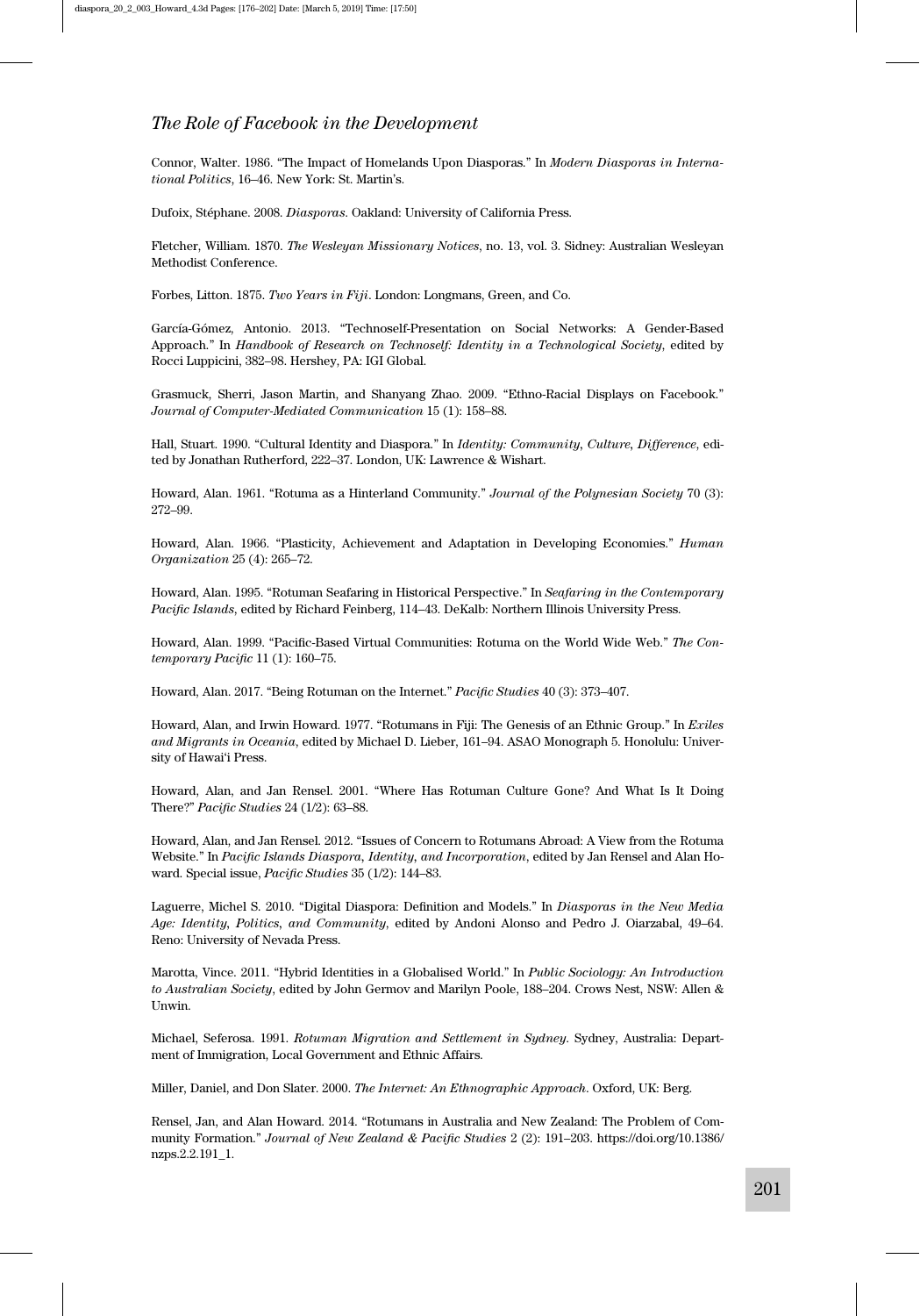Connor, Walter. 1986. "The Impact of Homelands Upon Diasporas." In *Modern Diasporas in International Politics*, 16–46. New York: St. Martin's.

Dufoix, Stéphane. 2008. *Diasporas*. Oakland: University of California Press.

Fletcher, William. 1870. *The Wesleyan Missionary Notices*, no. 13, vol. 3. Sidney: Australian Wesleyan Methodist Conference.

Forbes, Litton. 1875. *Two Years in Fiji*. London: Longmans, Green, and Co.

García-Gómez, Antonio. 2013. "Technoself-Presentation on Social Networks: A Gender-Based Approach." In *Handbook of Research on Technoself: Identity in a Technological Society*, edited by Rocci Luppicini, 382–98. Hershey, PA: IGI Global.

Grasmuck, Sherri, Jason Martin, and Shanyang Zhao. 2009. "Ethno-Racial Displays on Facebook." *Journal of Computer-Mediated Communication* 15 (1): 158–88.

Hall, Stuart. 1990. "Cultural Identity and Diaspora." In *Identity: Community, Culture, Difference*, edited by Jonathan Rutherford, 222–37. London, UK: Lawrence & Wishart.

Howard, Alan. 1961. "Rotuma as a Hinterland Community." *Journal of the Polynesian Society* 70 (3): 272–99.

Howard, Alan. 1966. "Plasticity, Achievement and Adaptation in Developing Economies." *Human Organization* 25 (4): 265–72.

Howard, Alan. 1995. "Rotuman Seafaring in Historical Perspective." In *Seafaring in the Contemporary Pacific Islands*, edited by Richard Feinberg, 114–43. DeKalb: Northern Illinois University Press.

Howard, Alan. 1999. "Pacific-Based Virtual Communities: Rotuma on the World Wide Web." *The Contemporary Pacific* 11 (1): 160–75.

Howard, Alan. 2017. "Being Rotuman on the Internet." *Pacific Studies* 40 (3): 373–407.

Howard, Alan, and Irwin Howard. 1977. "Rotumans in Fiji: The Genesis of an Ethnic Group." In *Exiles and Migrants in Oceania*, edited by Michael D. Lieber, 161–94. ASAO Monograph 5. Honolulu: University of Hawai'i Press.

Howard, Alan, and Jan Rensel. 2001. "Where Has Rotuman Culture Gone? And What Is It Doing There?" *Pacific Studies* 24 (1/2): 63–88.

Howard, Alan, and Jan Rensel. 2012. "Issues of Concern to Rotumans Abroad: A View from the Rotuma Website." In *Pacific Islands Diaspora, Identity, and Incorporation*, edited by Jan Rensel and Alan Howard. Special issue, *Pacific Studies* 35 (1/2): 144–83.

Laguerre, Michel S. 2010. "Digital Diaspora: Definition and Models." In *Diasporas in the New Media Age: Identity, Politics, and Community*, edited by Andoni Alonso and Pedro J. Oiarzabal, 49–64. Reno: University of Nevada Press.

Marotta, Vince. 2011. "Hybrid Identities in a Globalised World." In *Public Sociology: An Introduction to Australian Society*, edited by John Germov and Marilyn Poole, 188–204. Crows Nest, NSW: Allen & Unwin.

Michael, Seferosa. 1991. *Rotuman Migration and Settlement in Sydney*. Sydney, Australia: Department of Immigration, Local Government and Ethnic Affairs.

Miller, Daniel, and Don Slater. 2000. *The Internet: An Ethnographic Approach*. Oxford, UK: Berg.

Rensel, Jan, and Alan Howard. 2014. "Rotumans in Australia and New Zealand: The Problem of Community Formation." *Journal of New Zealand & Pacific Studies* 2 (2): 191–203. https://doi.org/10.1386/nzps.2.2.191_1.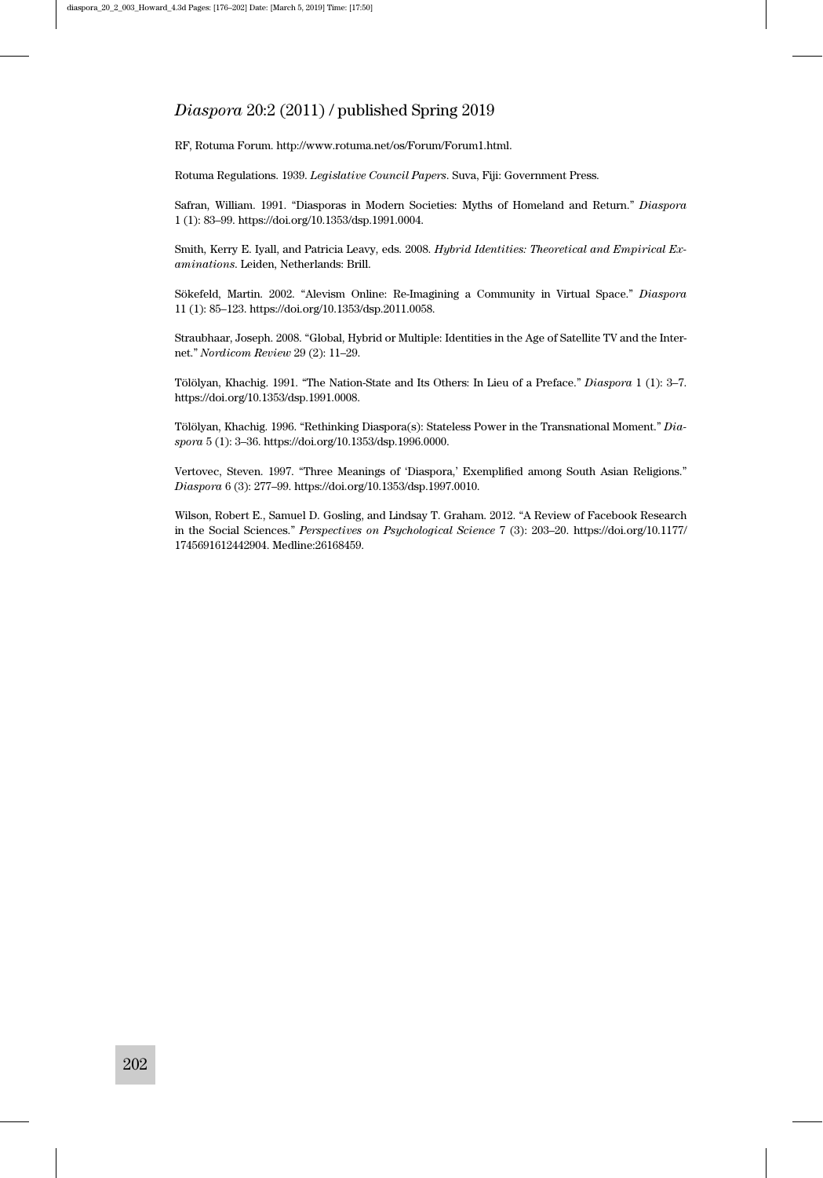RF, Rotuma Forum. http://www.rotuma.net/os/Forum/Forum1.html.

Rotuma Regulations. 1939. *Legislative Council Papers*. Suva, Fiji: Government Press.

Safran, William. 1991. "Diasporas in Modern Societies: Myths of Homeland and Return." *Diaspora* 1 (1): 83–99. https://doi.org/10.1353/dsp.1991.0004.

Smith, Kerry E. Iyall, and Patricia Leavy, eds. 2008. *Hybrid Identities: Theoretical and Empirical Examinations*. Leiden, Netherlands: Brill.

Sökefeld, Martin. 2002. "Alevism Online: Re-Imagining a Community in Virtual Space." *Diaspora* 11 (1): 85–123. https://doi.org/10.1353/dsp.2011.0058.

Straubhaar, Joseph. 2008. "Global, Hybrid or Multiple: Identities in the Age of Satellite TV and the Internet." *Nordicom Review* 29 (2): 11–29.

Tölölyan, Khachig. 1991. "The Nation-State and Its Others: In Lieu of a Preface." *Diaspora* 1 (1): 3–7. https://doi.org/10.1353/dsp.1991.0008.

Tölölyan, Khachig. 1996. "Rethinking Diaspora(s): Stateless Power in the Transnational Moment." *Diaspora* 5 (1): 3–36. https://doi.org/10.1353/dsp.1996.0000.

Vertovec, Steven. 1997. "Three Meanings of 'Diaspora,' Exemplified among South Asian Religions." *Diaspora* 6 (3): 277–99. https://doi.org/10.1353/dsp.1997.0010.

Wilson, Robert E., Samuel D. Gosling, and Lindsay T. Graham. 2012. "A Review of Facebook Research in the Social Sciences." *Perspectives on Psychological Science* 7 (3): 203–20. https://doi.org/10.1177/1745691612442904. Medline:26168459.